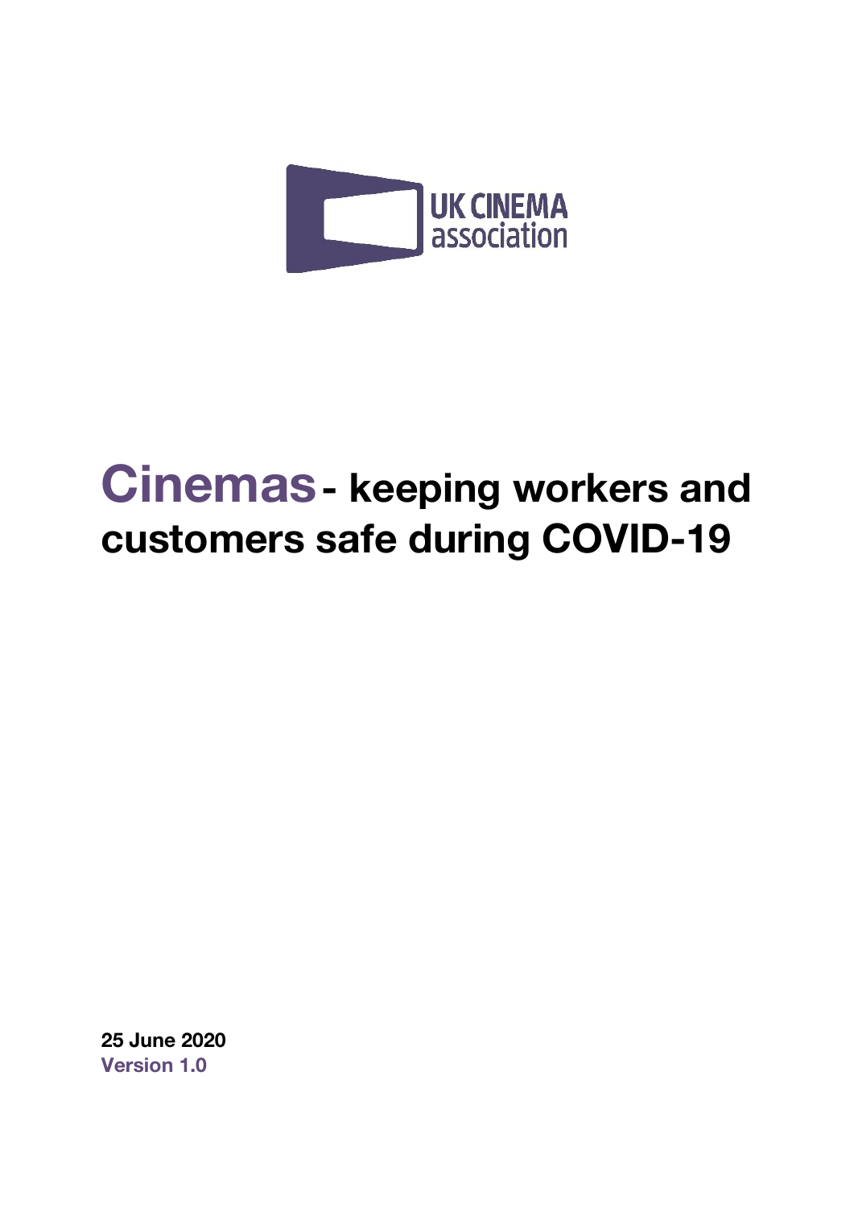UK CINEMA association

# Cinemas - keeping workers and customers safe during COVID-19

**25 June 2020**
**Version 1.0**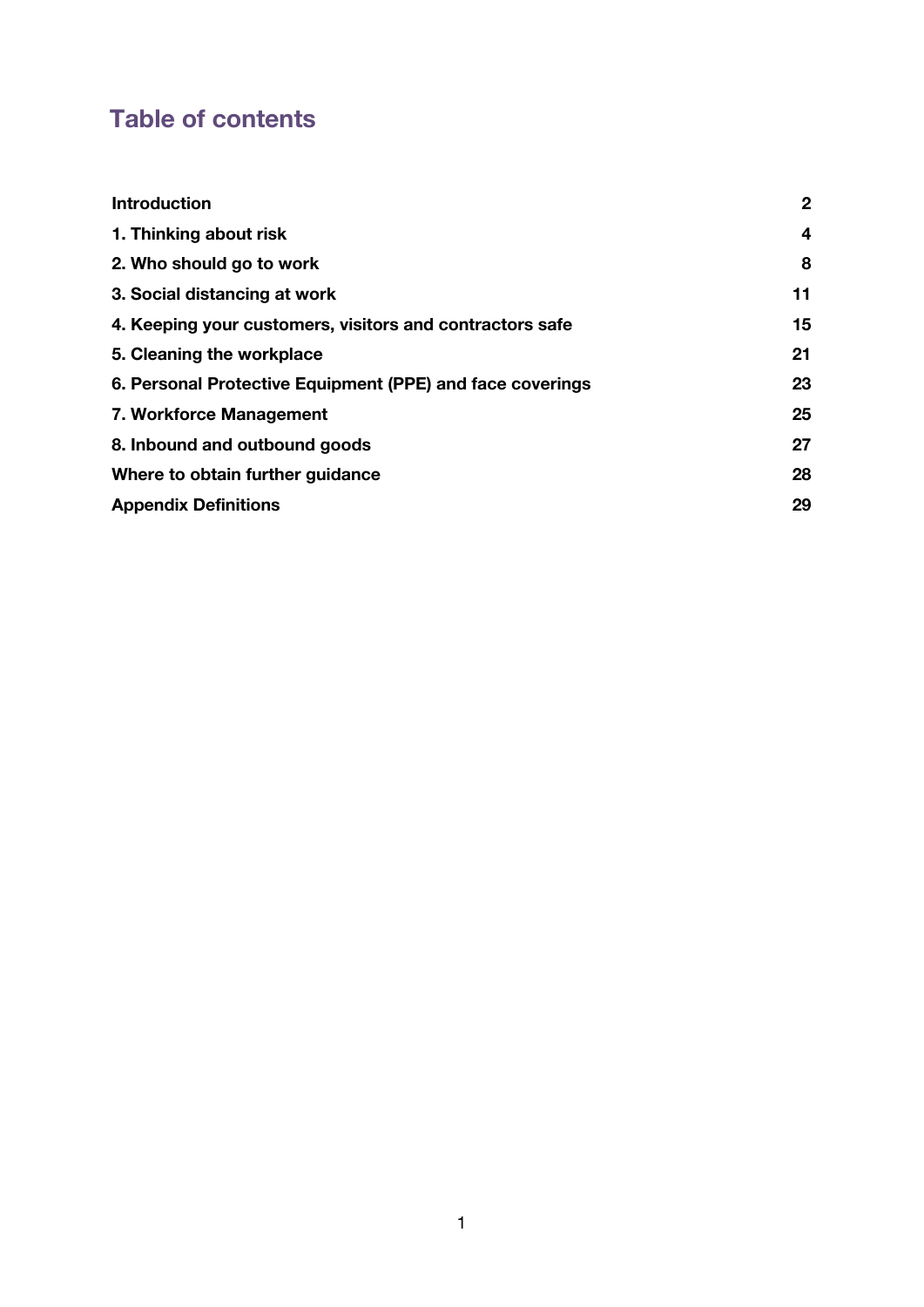## Table of contents

| | |
|---|---|
| **Introduction** | **2** |
| **1. Thinking about risk** | **4** |
| **2. Who should go to work** | **8** |
| **3. Social distancing at work** | **11** |
| **4. Keeping your customers, visitors and contractors safe** | **15** |
| **5. Cleaning the workplace** | **21** |
| **6. Personal Protective Equipment (PPE) and face coverings** | **23** |
| **7. Workforce Management** | **25** |
| **8. Inbound and outbound goods** | **27** |
| **Where to obtain further guidance** | **28** |
| **Appendix Definitions** | **29** |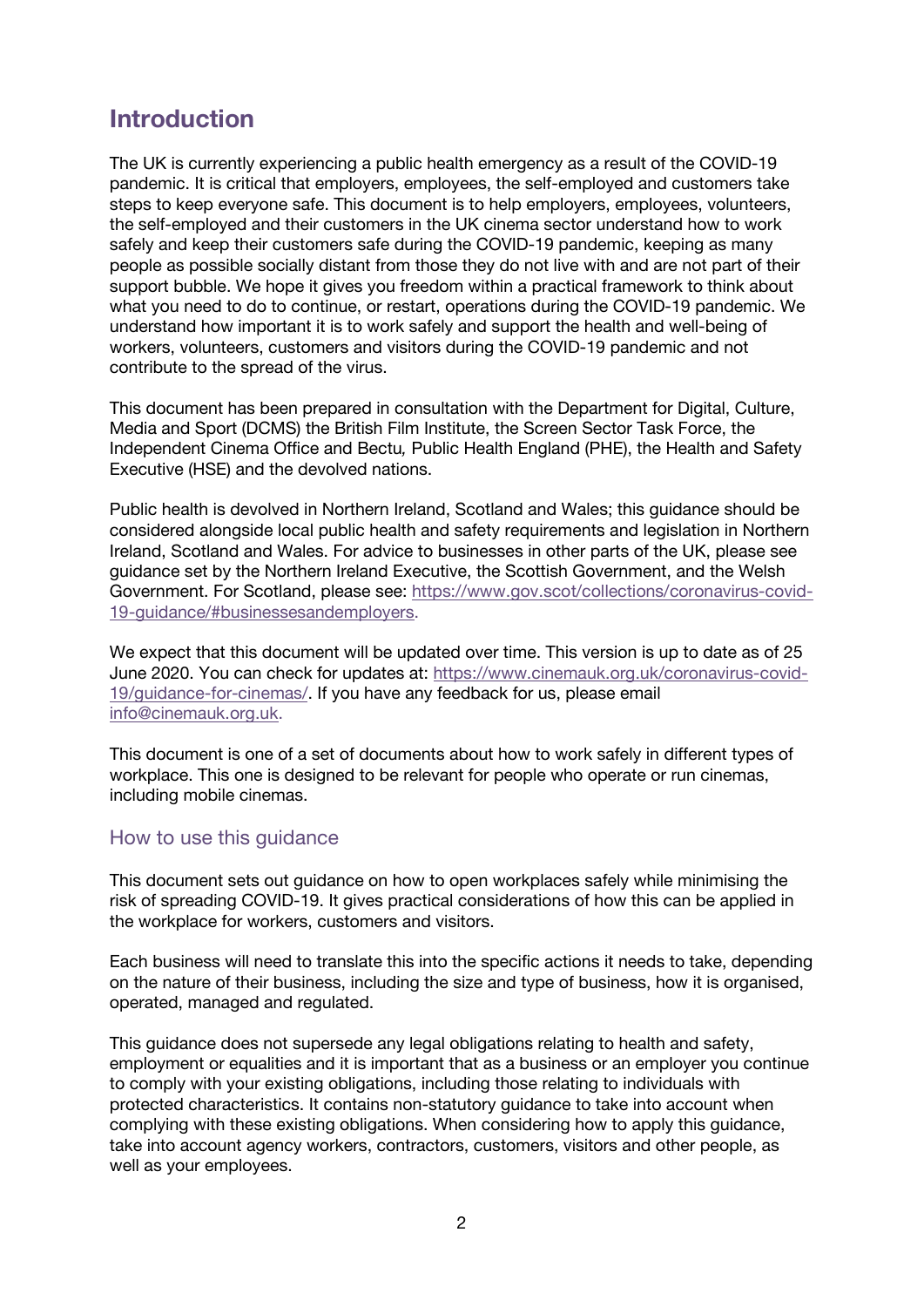# Introduction

The UK is currently experiencing a public health emergency as a result of the COVID-19 pandemic. It is critical that employers, employees, the self-employed and customers take steps to keep everyone safe. This document is to help employers, employees, volunteers, the self-employed and their customers in the UK cinema sector understand how to work safely and keep their customers safe during the COVID-19 pandemic, keeping as many people as possible socially distant from those they do not live with and are not part of their support bubble. We hope it gives you freedom within a practical framework to think about what you need to do to continue, or restart, operations during the COVID-19 pandemic. We understand how important it is to work safely and support the health and well-being of workers, volunteers, customers and visitors during the COVID-19 pandemic and not contribute to the spread of the virus.

This document has been prepared in consultation with the Department for Digital, Culture, Media and Sport (DCMS) the British Film Institute, the Screen Sector Task Force, the Independent Cinema Office and Bectu*,* Public Health England (PHE), the Health and Safety Executive (HSE) and the devolved nations.

Public health is devolved in Northern Ireland, Scotland and Wales; this guidance should be considered alongside local public health and safety requirements and legislation in Northern Ireland, Scotland and Wales. For advice to businesses in other parts of the UK, please see guidance set by the Northern Ireland Executive, the Scottish Government, and the Welsh Government. For Scotland, please see: https://www.gov.scot/collections/coronavirus-covid-19-guidance/#businessesandemployers.

We expect that this document will be updated over time. This version is up to date as of 25 June 2020. You can check for updates at: https://www.cinemauk.org.uk/coronavirus-covid-19/guidance-for-cinemas/. If you have any feedback for us, please email info@cinemauk.org.uk.

This document is one of a set of documents about how to work safely in different types of workplace. This one is designed to be relevant for people who operate or run cinemas, including mobile cinemas.

## How to use this guidance

This document sets out guidance on how to open workplaces safely while minimising the risk of spreading COVID-19. It gives practical considerations of how this can be applied in the workplace for workers, customers and visitors.

Each business will need to translate this into the specific actions it needs to take, depending on the nature of their business, including the size and type of business, how it is organised, operated, managed and regulated.

This guidance does not supersede any legal obligations relating to health and safety, employment or equalities and it is important that as a business or an employer you continue to comply with your existing obligations, including those relating to individuals with protected characteristics. It contains non-statutory guidance to take into account when complying with these existing obligations. When considering how to apply this guidance, take into account agency workers, contractors, customers, visitors and other people, as well as your employees.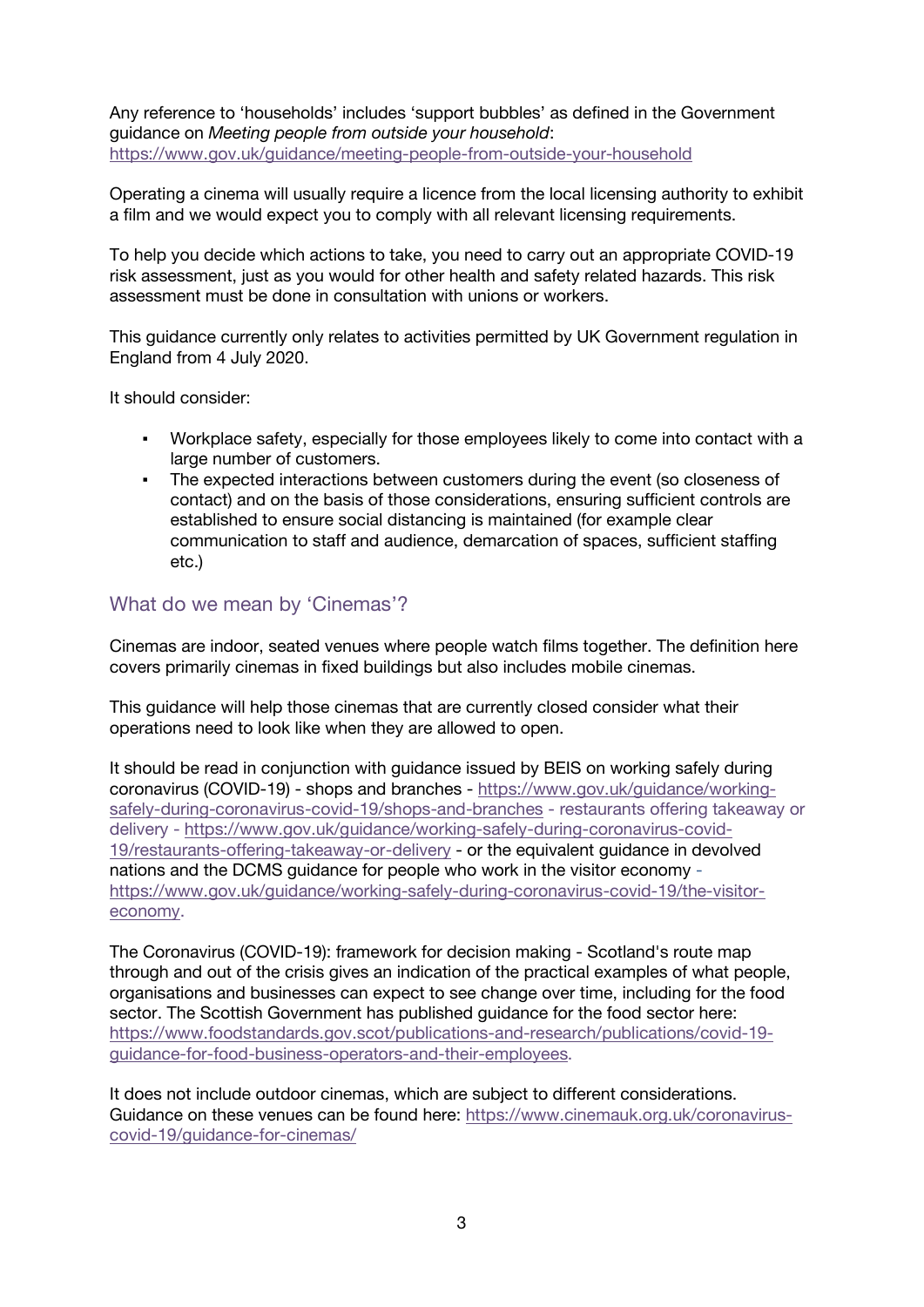Any reference to 'households' includes 'support bubbles' as defined in the Government guidance on *Meeting people from outside your household*: https://www.gov.uk/guidance/meeting-people-from-outside-your-household

Operating a cinema will usually require a licence from the local licensing authority to exhibit a film and we would expect you to comply with all relevant licensing requirements.

To help you decide which actions to take, you need to carry out an appropriate COVID-19 risk assessment, just as you would for other health and safety related hazards. This risk assessment must be done in consultation with unions or workers.

This guidance currently only relates to activities permitted by UK Government regulation in England from 4 July 2020.

It should consider:

- Workplace safety, especially for those employees likely to come into contact with a large number of customers.
- The expected interactions between customers during the event (so closeness of contact) and on the basis of those considerations, ensuring sufficient controls are established to ensure social distancing is maintained (for example clear communication to staff and audience, demarcation of spaces, sufficient staffing etc.)

## What do we mean by 'Cinemas'?

Cinemas are indoor, seated venues where people watch films together. The definition here covers primarily cinemas in fixed buildings but also includes mobile cinemas.

This guidance will help those cinemas that are currently closed consider what their operations need to look like when they are allowed to open.

It should be read in conjunction with guidance issued by BEIS on working safely during coronavirus (COVID-19) - shops and branches - https://www.gov.uk/guidance/working-safely-during-coronavirus-covid-19/shops-and-branches - restaurants offering takeaway or delivery - https://www.gov.uk/guidance/working-safely-during-coronavirus-covid-19/restaurants-offering-takeaway-or-delivery - or the equivalent guidance in devolved nations and the DCMS guidance for people who work in the visitor economy - https://www.gov.uk/guidance/working-safely-during-coronavirus-covid-19/the-visitor-economy.

The Coronavirus (COVID-19): framework for decision making - Scotland's route map through and out of the crisis gives an indication of the practical examples of what people, organisations and businesses can expect to see change over time, including for the food sector. The Scottish Government has published guidance for the food sector here: https://www.foodstandards.gov.scot/publications-and-research/publications/covid-19-guidance-for-food-business-operators-and-their-employees.

It does not include outdoor cinemas, which are subject to different considerations. Guidance on these venues can be found here: https://www.cinemauk.org.uk/coronavirus-covid-19/guidance-for-cinemas/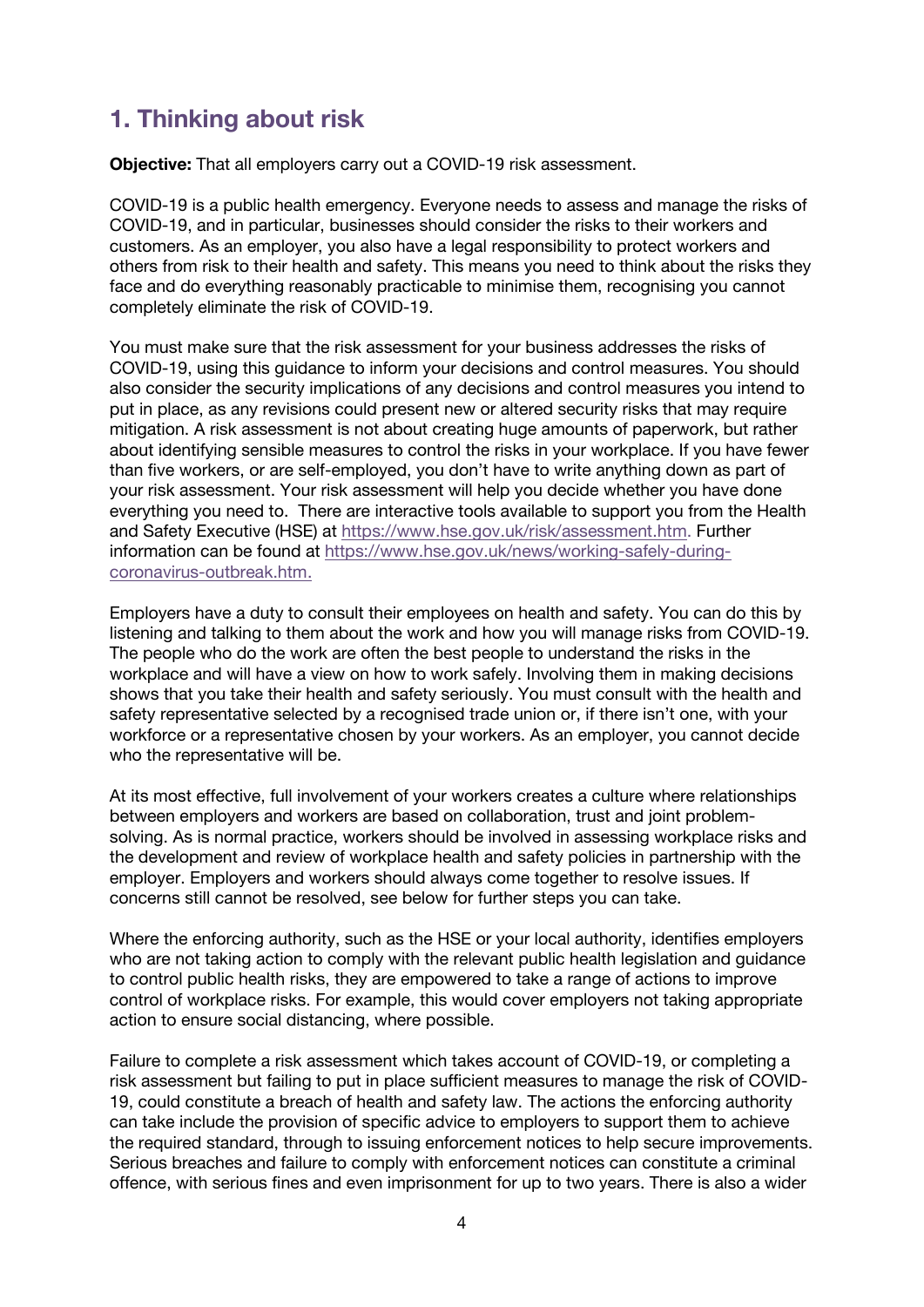## 1. Thinking about risk

**Objective:** That all employers carry out a COVID-19 risk assessment.

COVID-19 is a public health emergency. Everyone needs to assess and manage the risks of COVID-19, and in particular, businesses should consider the risks to their workers and customers. As an employer, you also have a legal responsibility to protect workers and others from risk to their health and safety. This means you need to think about the risks they face and do everything reasonably practicable to minimise them, recognising you cannot completely eliminate the risk of COVID-19.

You must make sure that the risk assessment for your business addresses the risks of COVID-19, using this guidance to inform your decisions and control measures. You should also consider the security implications of any decisions and control measures you intend to put in place, as any revisions could present new or altered security risks that may require mitigation. A risk assessment is not about creating huge amounts of paperwork, but rather about identifying sensible measures to control the risks in your workplace. If you have fewer than five workers, or are self-employed, you don't have to write anything down as part of your risk assessment. Your risk assessment will help you decide whether you have done everything you need to. There are interactive tools available to support you from the Health and Safety Executive (HSE) at [https://www.hse.gov.uk/risk/assessment.htm](https://www.hse.gov.uk/risk/assessment.htm). Further information can be found at [https://www.hse.gov.uk/news/working-safely-during-coronavirus-outbreak.htm.](https://www.hse.gov.uk/news/working-safely-during-coronavirus-outbreak.htm)

Employers have a duty to consult their employees on health and safety. You can do this by listening and talking to them about the work and how you will manage risks from COVID-19. The people who do the work are often the best people to understand the risks in the workplace and will have a view on how to work safely. Involving them in making decisions shows that you take their health and safety seriously. You must consult with the health and safety representative selected by a recognised trade union or, if there isn't one, with your workforce or a representative chosen by your workers. As an employer, you cannot decide who the representative will be.

At its most effective, full involvement of your workers creates a culture where relationships between employers and workers are based on collaboration, trust and joint problem-solving. As is normal practice, workers should be involved in assessing workplace risks and the development and review of workplace health and safety policies in partnership with the employer. Employers and workers should always come together to resolve issues. If concerns still cannot be resolved, see below for further steps you can take.

Where the enforcing authority, such as the HSE or your local authority, identifies employers who are not taking action to comply with the relevant public health legislation and guidance to control public health risks, they are empowered to take a range of actions to improve control of workplace risks. For example, this would cover employers not taking appropriate action to ensure social distancing, where possible.

Failure to complete a risk assessment which takes account of COVID-19, or completing a risk assessment but failing to put in place sufficient measures to manage the risk of COVID-19, could constitute a breach of health and safety law. The actions the enforcing authority can take include the provision of specific advice to employers to support them to achieve the required standard, through to issuing enforcement notices to help secure improvements. Serious breaches and failure to comply with enforcement notices can constitute a criminal offence, with serious fines and even imprisonment for up to two years. There is also a wider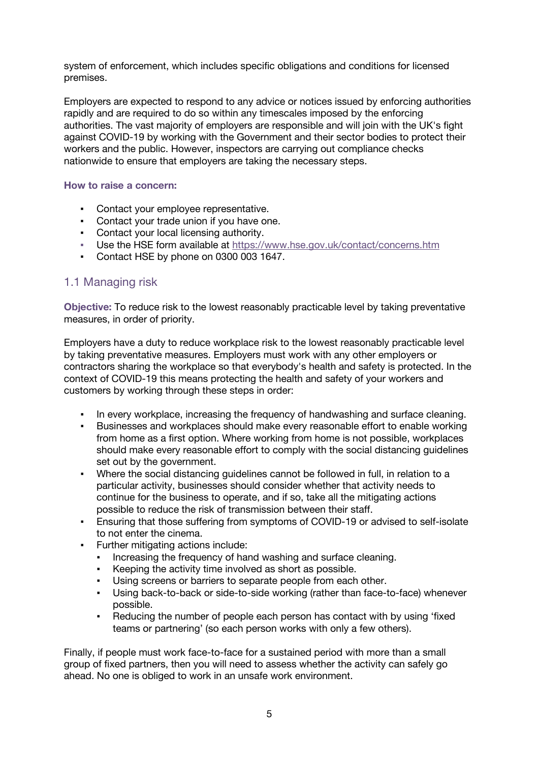system of enforcement, which includes specific obligations and conditions for licensed premises.

Employers are expected to respond to any advice or notices issued by enforcing authorities rapidly and are required to do so within any timescales imposed by the enforcing authorities. The vast majority of employers are responsible and will join with the UK's fight against COVID-19 by working with the Government and their sector bodies to protect their workers and the public. However, inspectors are carrying out compliance checks nationwide to ensure that employers are taking the necessary steps.

**How to raise a concern:**

- Contact your employee representative.
- Contact your trade union if you have one.
- Contact your local licensing authority.
- Use the HSE form available at https://www.hse.gov.uk/contact/concerns.htm
- Contact HSE by phone on 0300 003 1647.

## 1.1 Managing risk

**Objective:** To reduce risk to the lowest reasonably practicable level by taking preventative measures, in order of priority.

Employers have a duty to reduce workplace risk to the lowest reasonably practicable level by taking preventative measures. Employers must work with any other employers or contractors sharing the workplace so that everybody's health and safety is protected. In the context of COVID-19 this means protecting the health and safety of your workers and customers by working through these steps in order:

- In every workplace, increasing the frequency of handwashing and surface cleaning.
- Businesses and workplaces should make every reasonable effort to enable working from home as a first option. Where working from home is not possible, workplaces should make every reasonable effort to comply with the social distancing guidelines set out by the government.
- Where the social distancing guidelines cannot be followed in full, in relation to a particular activity, businesses should consider whether that activity needs to continue for the business to operate, and if so, take all the mitigating actions possible to reduce the risk of transmission between their staff.
- Ensuring that those suffering from symptoms of COVID-19 or advised to self-isolate to not enter the cinema.
- Further mitigating actions include:
  - Increasing the frequency of hand washing and surface cleaning.
  - Keeping the activity time involved as short as possible.
  - Using screens or barriers to separate people from each other.
  - Using back-to-back or side-to-side working (rather than face-to-face) whenever possible.
  - Reducing the number of people each person has contact with by using 'fixed teams or partnering' (so each person works with only a few others).

Finally, if people must work face-to-face for a sustained period with more than a small group of fixed partners, then you will need to assess whether the activity can safely go ahead. No one is obliged to work in an unsafe work environment.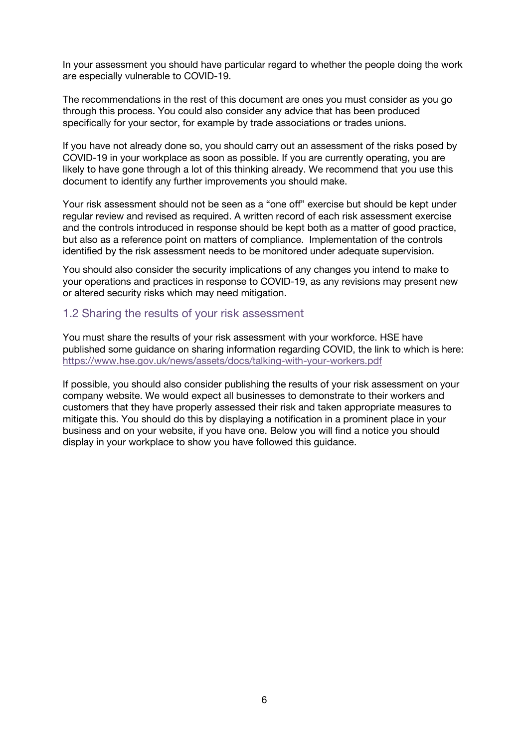In your assessment you should have particular regard to whether the people doing the work are especially vulnerable to COVID-19.

The recommendations in the rest of this document are ones you must consider as you go through this process. You could also consider any advice that has been produced specifically for your sector, for example by trade associations or trades unions.

If you have not already done so, you should carry out an assessment of the risks posed by COVID-19 in your workplace as soon as possible. If you are currently operating, you are likely to have gone through a lot of this thinking already. We recommend that you use this document to identify any further improvements you should make.

Your risk assessment should not be seen as a "one off" exercise but should be kept under regular review and revised as required. A written record of each risk assessment exercise and the controls introduced in response should be kept both as a matter of good practice, but also as a reference point on matters of compliance. Implementation of the controls identified by the risk assessment needs to be monitored under adequate supervision.

You should also consider the security implications of any changes you intend to make to your operations and practices in response to COVID-19, as any revisions may present new or altered security risks which may need mitigation.

## 1.2 Sharing the results of your risk assessment

You must share the results of your risk assessment with your workforce. HSE have published some guidance on sharing information regarding COVID, the link to which is here: https://www.hse.gov.uk/news/assets/docs/talking-with-your-workers.pdf

If possible, you should also consider publishing the results of your risk assessment on your company website. We would expect all businesses to demonstrate to their workers and customers that they have properly assessed their risk and taken appropriate measures to mitigate this. You should do this by displaying a notification in a prominent place in your business and on your website, if you have one. Below you will find a notice you should display in your workplace to show you have followed this guidance.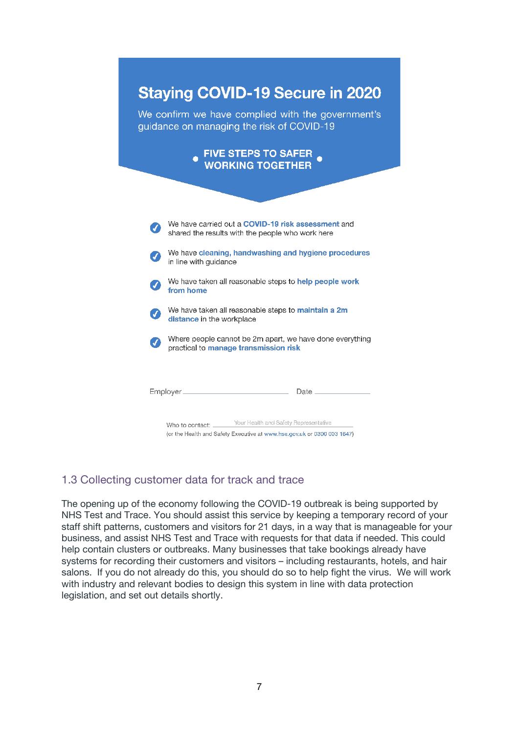## Staying COVID-19 Secure in 2020

We confirm we have complied with the government's guidance on managing the risk of COVID-19

**FIVE STEPS TO SAFER WORKING TOGETHER**

- ✓ We have carried out a **COVID-19 risk assessment** and shared the results with the people who work here
- ✓ We have **cleaning, handwashing and hygiene procedures** in line with guidance
- ✓ We have taken all reasonable steps to **help people work from home**
- ✓ We have taken all reasonable steps to **maintain a 2m distance** in the workplace
- ✓ Where people cannot be 2m apart, we have done everything practical to **manage transmission risk**

Employer ______________________ Date ____________

Who to contact: ______ Your Health and Safety Representative ______

(or the Health and Safety Executive at www.hse.gov.uk or 0300 003 1647)

### 1.3 Collecting customer data for track and trace

The opening up of the economy following the COVID-19 outbreak is being supported by NHS Test and Trace. You should assist this service by keeping a temporary record of your staff shift patterns, customers and visitors for 21 days, in a way that is manageable for your business, and assist NHS Test and Trace with requests for that data if needed. This could help contain clusters or outbreaks. Many businesses that take bookings already have systems for recording their customers and visitors – including restaurants, hotels, and hair salons. If you do not already do this, you should do so to help fight the virus. We will work with industry and relevant bodies to design this system in line with data protection legislation, and set out details shortly.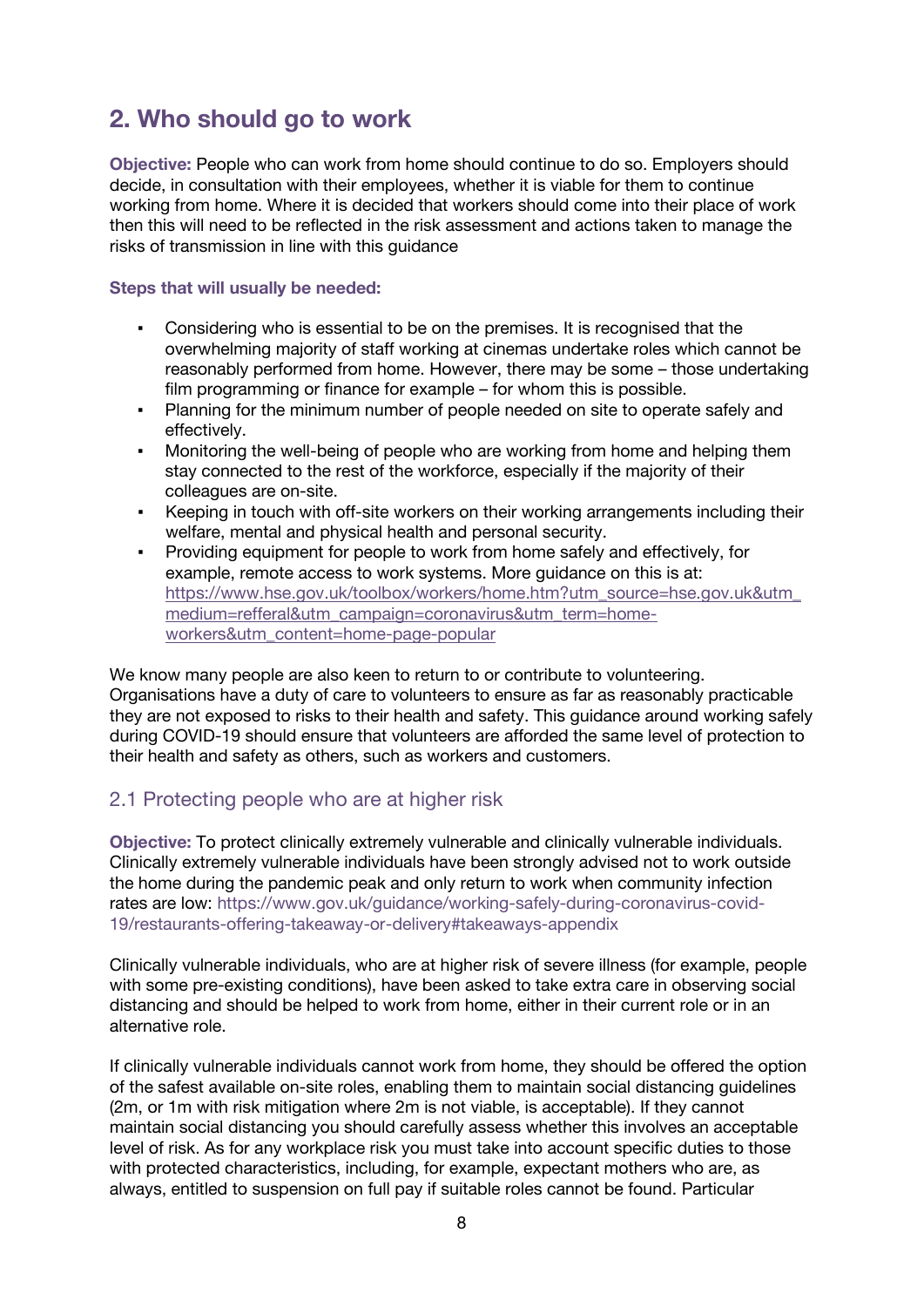## 2. Who should go to work

**Objective:** People who can work from home should continue to do so. Employers should decide, in consultation with their employees, whether it is viable for them to continue working from home. Where it is decided that workers should come into their place of work then this will need to be reflected in the risk assessment and actions taken to manage the risks of transmission in line with this guidance

**Steps that will usually be needed:**

- Considering who is essential to be on the premises. It is recognised that the overwhelming majority of staff working at cinemas undertake roles which cannot be reasonably performed from home. However, there may be some – those undertaking film programming or finance for example – for whom this is possible.
- Planning for the minimum number of people needed on site to operate safely and effectively.
- Monitoring the well-being of people who are working from home and helping them stay connected to the rest of the workforce, especially if the majority of their colleagues are on-site.
- Keeping in touch with off-site workers on their working arrangements including their welfare, mental and physical health and personal security.
- Providing equipment for people to work from home safely and effectively, for example, remote access to work systems. More guidance on this is at: https://www.hse.gov.uk/toolbox/workers/home.htm?utm_source=hse.gov.uk&utm_medium=refferal&utm_campaign=coronavirus&utm_term=home-workers&utm_content=home-page-popular

We know many people are also keen to return to or contribute to volunteering. Organisations have a duty of care to volunteers to ensure as far as reasonably practicable they are not exposed to risks to their health and safety. This guidance around working safely during COVID-19 should ensure that volunteers are afforded the same level of protection to their health and safety as others, such as workers and customers.

### 2.1 Protecting people who are at higher risk

**Objective:** To protect clinically extremely vulnerable and clinically vulnerable individuals. Clinically extremely vulnerable individuals have been strongly advised not to work outside the home during the pandemic peak and only return to work when community infection rates are low: https://www.gov.uk/guidance/working-safely-during-coronavirus-covid-19/restaurants-offering-takeaway-or-delivery#takeaways-appendix

Clinically vulnerable individuals, who are at higher risk of severe illness (for example, people with some pre-existing conditions), have been asked to take extra care in observing social distancing and should be helped to work from home, either in their current role or in an alternative role.

If clinically vulnerable individuals cannot work from home, they should be offered the option of the safest available on-site roles, enabling them to maintain social distancing guidelines (2m, or 1m with risk mitigation where 2m is not viable, is acceptable). If they cannot maintain social distancing you should carefully assess whether this involves an acceptable level of risk. As for any workplace risk you must take into account specific duties to those with protected characteristics, including, for example, expectant mothers who are, as always, entitled to suspension on full pay if suitable roles cannot be found. Particular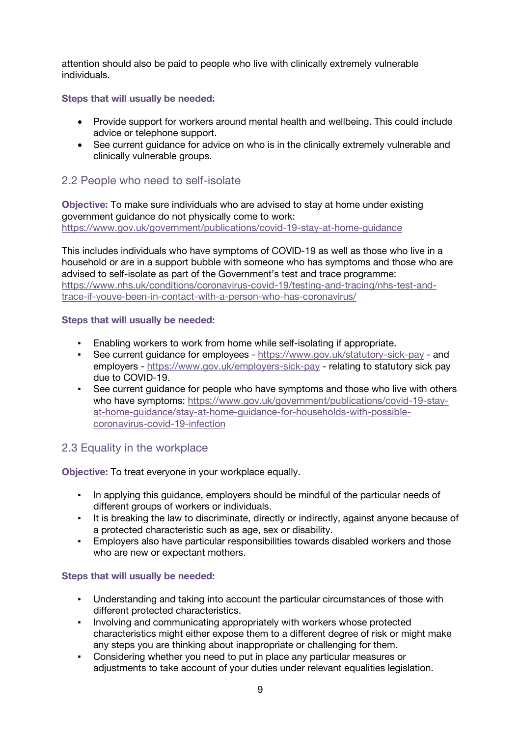attention should also be paid to people who live with clinically extremely vulnerable individuals.

**Steps that will usually be needed:**

- Provide support for workers around mental health and wellbeing. This could include advice or telephone support.
- See current guidance for advice on who is in the clinically extremely vulnerable and clinically vulnerable groups.

## 2.2 People who need to self-isolate

**Objective:** To make sure individuals who are advised to stay at home under existing government guidance do not physically come to work: https://www.gov.uk/government/publications/covid-19-stay-at-home-guidance

This includes individuals who have symptoms of COVID-19 as well as those who live in a household or are in a support bubble with someone who has symptoms and those who are advised to self-isolate as part of the Government's test and trace programme: https://www.nhs.uk/conditions/coronavirus-covid-19/testing-and-tracing/nhs-test-and-trace-if-youve-been-in-contact-with-a-person-who-has-coronavirus/

**Steps that will usually be needed:**

- Enabling workers to work from home while self-isolating if appropriate.
- See current guidance for employees - https://www.gov.uk/statutory-sick-pay - and employers - https://www.gov.uk/employers-sick-pay - relating to statutory sick pay due to COVID-19.
- See current guidance for people who have symptoms and those who live with others who have symptoms: https://www.gov.uk/government/publications/covid-19-stay-at-home-guidance/stay-at-home-guidance-for-households-with-possible-coronavirus-covid-19-infection

## 2.3 Equality in the workplace

**Objective:** To treat everyone in your workplace equally.

- In applying this guidance, employers should be mindful of the particular needs of different groups of workers or individuals.
- It is breaking the law to discriminate, directly or indirectly, against anyone because of a protected characteristic such as age, sex or disability.
- Employers also have particular responsibilities towards disabled workers and those who are new or expectant mothers.

**Steps that will usually be needed:**

- Understanding and taking into account the particular circumstances of those with different protected characteristics.
- Involving and communicating appropriately with workers whose protected characteristics might either expose them to a different degree of risk or might make any steps you are thinking about inappropriate or challenging for them.
- Considering whether you need to put in place any particular measures or adjustments to take account of your duties under relevant equalities legislation.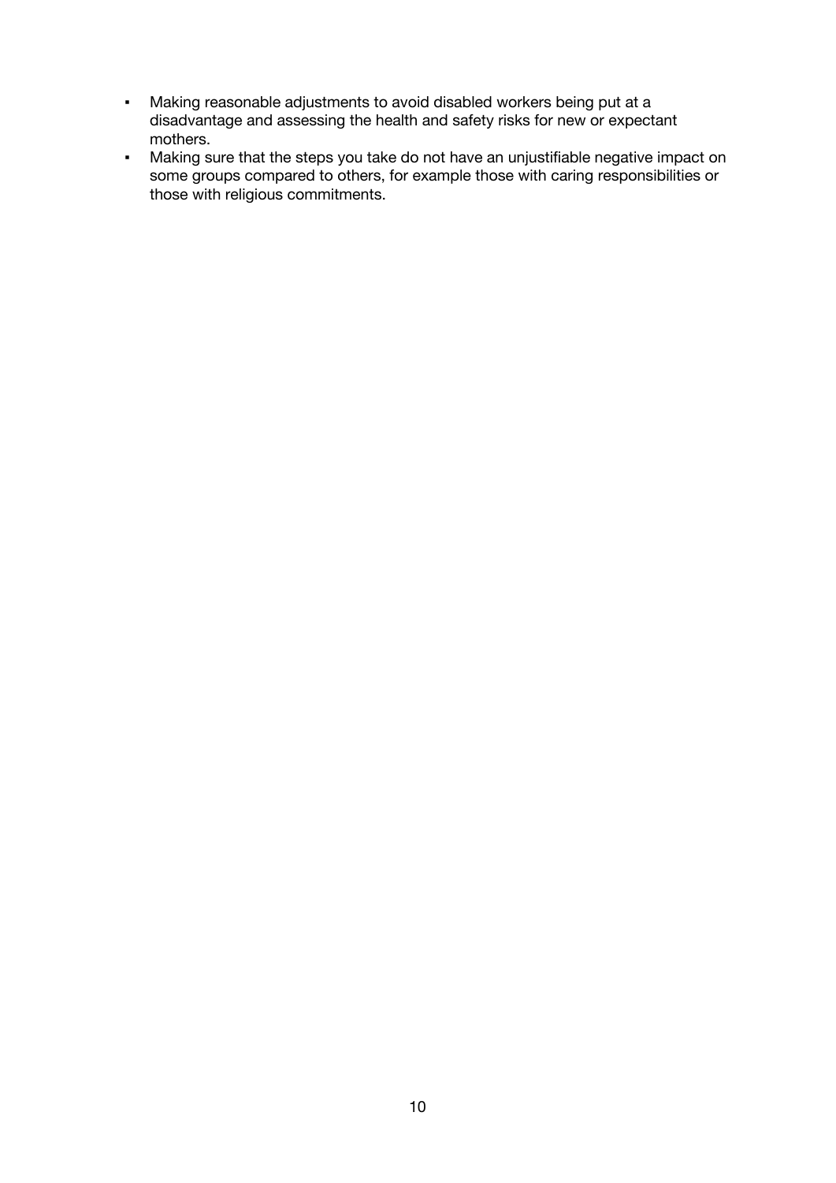- Making reasonable adjustments to avoid disabled workers being put at a disadvantage and assessing the health and safety risks for new or expectant mothers.
- Making sure that the steps you take do not have an unjustifiable negative impact on some groups compared to others, for example those with caring responsibilities or those with religious commitments.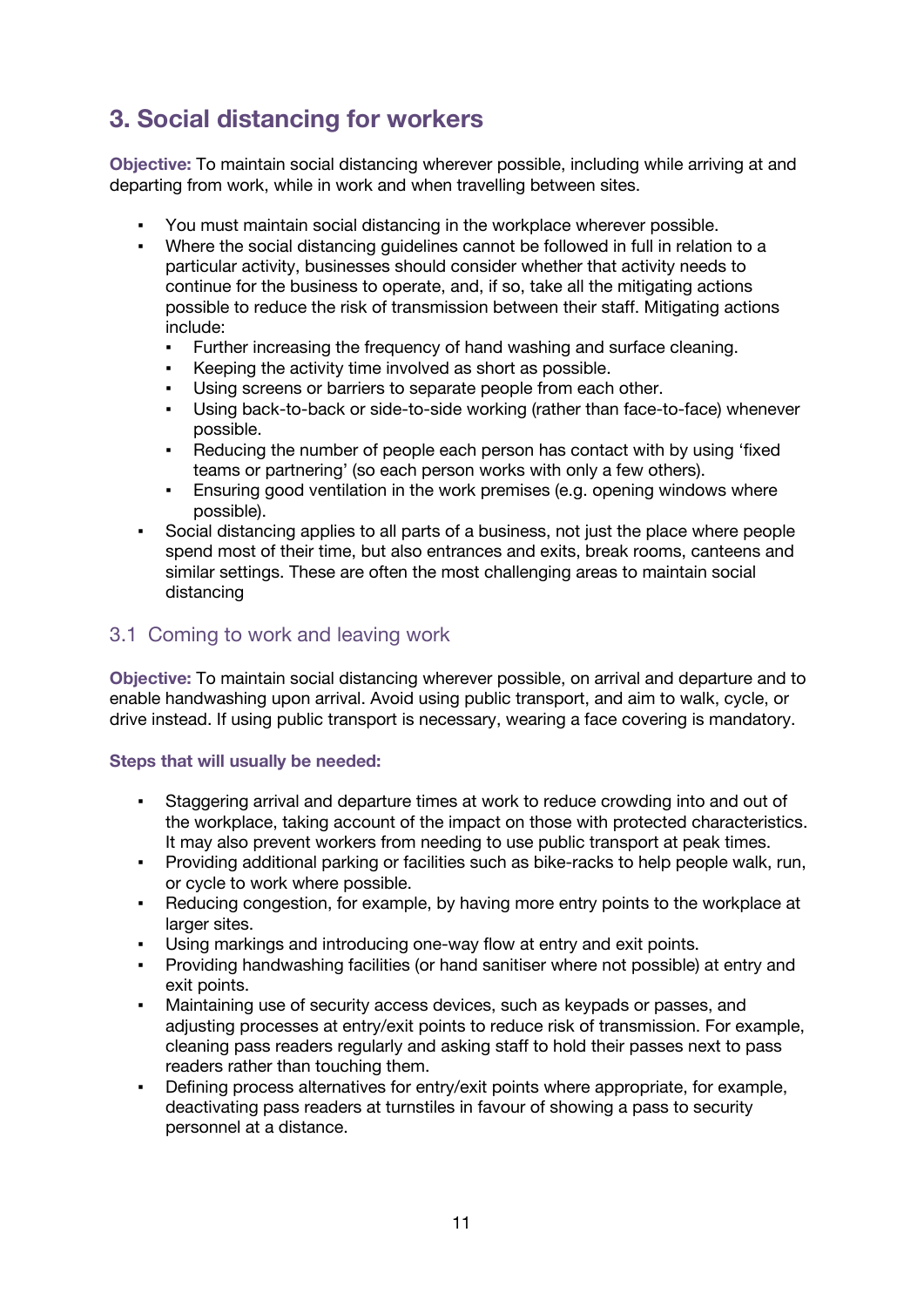## 3. Social distancing for workers

**Objective:** To maintain social distancing wherever possible, including while arriving at and departing from work, while in work and when travelling between sites.

- You must maintain social distancing in the workplace wherever possible.
- Where the social distancing guidelines cannot be followed in full in relation to a particular activity, businesses should consider whether that activity needs to continue for the business to operate, and, if so, take all the mitigating actions possible to reduce the risk of transmission between their staff. Mitigating actions include:
  - Further increasing the frequency of hand washing and surface cleaning.
  - Keeping the activity time involved as short as possible.
  - Using screens or barriers to separate people from each other.
  - Using back-to-back or side-to-side working (rather than face-to-face) whenever possible.
  - Reducing the number of people each person has contact with by using 'fixed teams or partnering' (so each person works with only a few others).
  - Ensuring good ventilation in the work premises (e.g. opening windows where possible).
- Social distancing applies to all parts of a business, not just the place where people spend most of their time, but also entrances and exits, break rooms, canteens and similar settings. These are often the most challenging areas to maintain social distancing

### 3.1 Coming to work and leaving work

**Objective:** To maintain social distancing wherever possible, on arrival and departure and to enable handwashing upon arrival. Avoid using public transport, and aim to walk, cycle, or drive instead. If using public transport is necessary, wearing a face covering is mandatory.

**Steps that will usually be needed:**

- Staggering arrival and departure times at work to reduce crowding into and out of the workplace, taking account of the impact on those with protected characteristics. It may also prevent workers from needing to use public transport at peak times.
- Providing additional parking or facilities such as bike-racks to help people walk, run, or cycle to work where possible.
- Reducing congestion, for example, by having more entry points to the workplace at larger sites.
- Using markings and introducing one-way flow at entry and exit points.
- Providing handwashing facilities (or hand sanitiser where not possible) at entry and exit points.
- Maintaining use of security access devices, such as keypads or passes, and adjusting processes at entry/exit points to reduce risk of transmission. For example, cleaning pass readers regularly and asking staff to hold their passes next to pass readers rather than touching them.
- Defining process alternatives for entry/exit points where appropriate, for example, deactivating pass readers at turnstiles in favour of showing a pass to security personnel at a distance.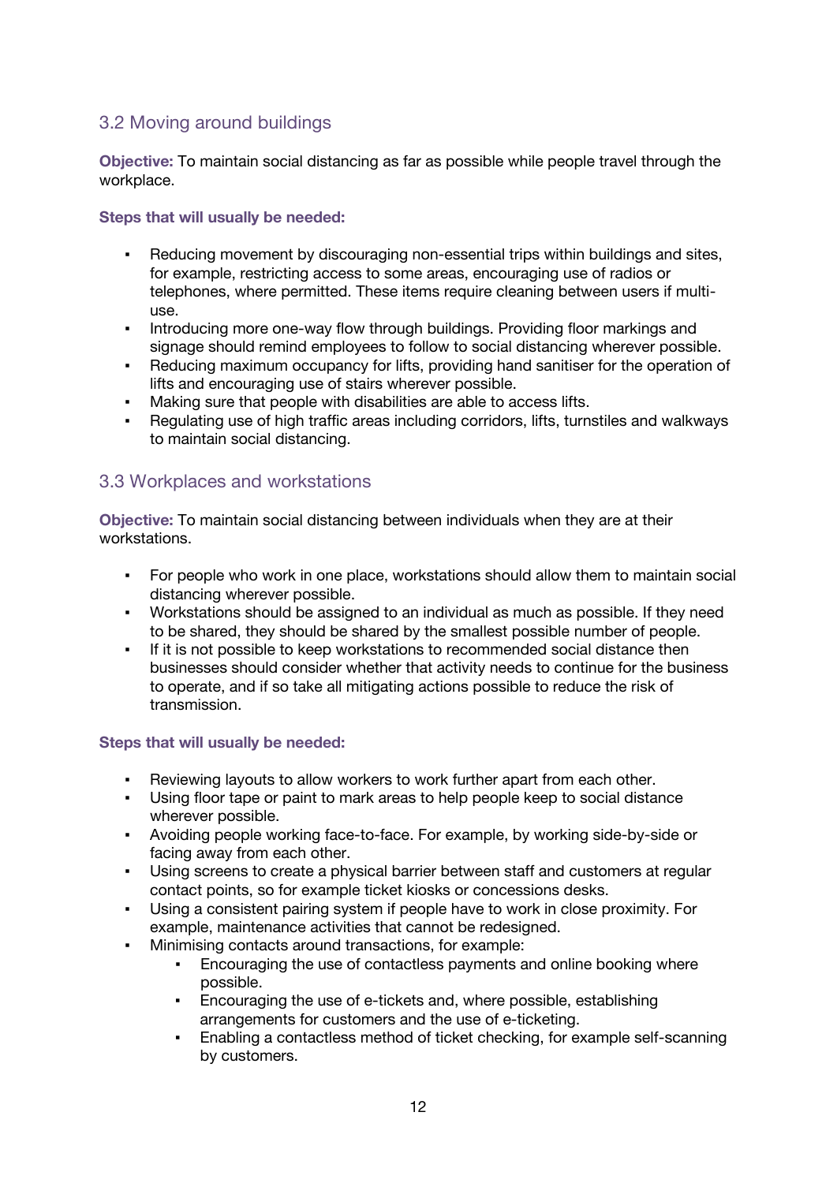## 3.2 Moving around buildings

**Objective:** To maintain social distancing as far as possible while people travel through the workplace.

**Steps that will usually be needed:**

- Reducing movement by discouraging non-essential trips within buildings and sites, for example, restricting access to some areas, encouraging use of radios or telephones, where permitted. These items require cleaning between users if multi-use.
- Introducing more one-way flow through buildings. Providing floor markings and signage should remind employees to follow to social distancing wherever possible.
- Reducing maximum occupancy for lifts, providing hand sanitiser for the operation of lifts and encouraging use of stairs wherever possible.
- Making sure that people with disabilities are able to access lifts.
- Regulating use of high traffic areas including corridors, lifts, turnstiles and walkways to maintain social distancing.

## 3.3 Workplaces and workstations

**Objective:** To maintain social distancing between individuals when they are at their workstations.

- For people who work in one place, workstations should allow them to maintain social distancing wherever possible.
- Workstations should be assigned to an individual as much as possible. If they need to be shared, they should be shared by the smallest possible number of people.
- If it is not possible to keep workstations to recommended social distance then businesses should consider whether that activity needs to continue for the business to operate, and if so take all mitigating actions possible to reduce the risk of transmission.

**Steps that will usually be needed:**

- Reviewing layouts to allow workers to work further apart from each other.
- Using floor tape or paint to mark areas to help people keep to social distance wherever possible.
- Avoiding people working face-to-face. For example, by working side-by-side or facing away from each other.
- Using screens to create a physical barrier between staff and customers at regular contact points, so for example ticket kiosks or concessions desks.
- Using a consistent pairing system if people have to work in close proximity. For example, maintenance activities that cannot be redesigned.
- Minimising contacts around transactions, for example:
  - Encouraging the use of contactless payments and online booking where possible.
  - Encouraging the use of e-tickets and, where possible, establishing arrangements for customers and the use of e-ticketing.
  - Enabling a contactless method of ticket checking, for example self-scanning by customers.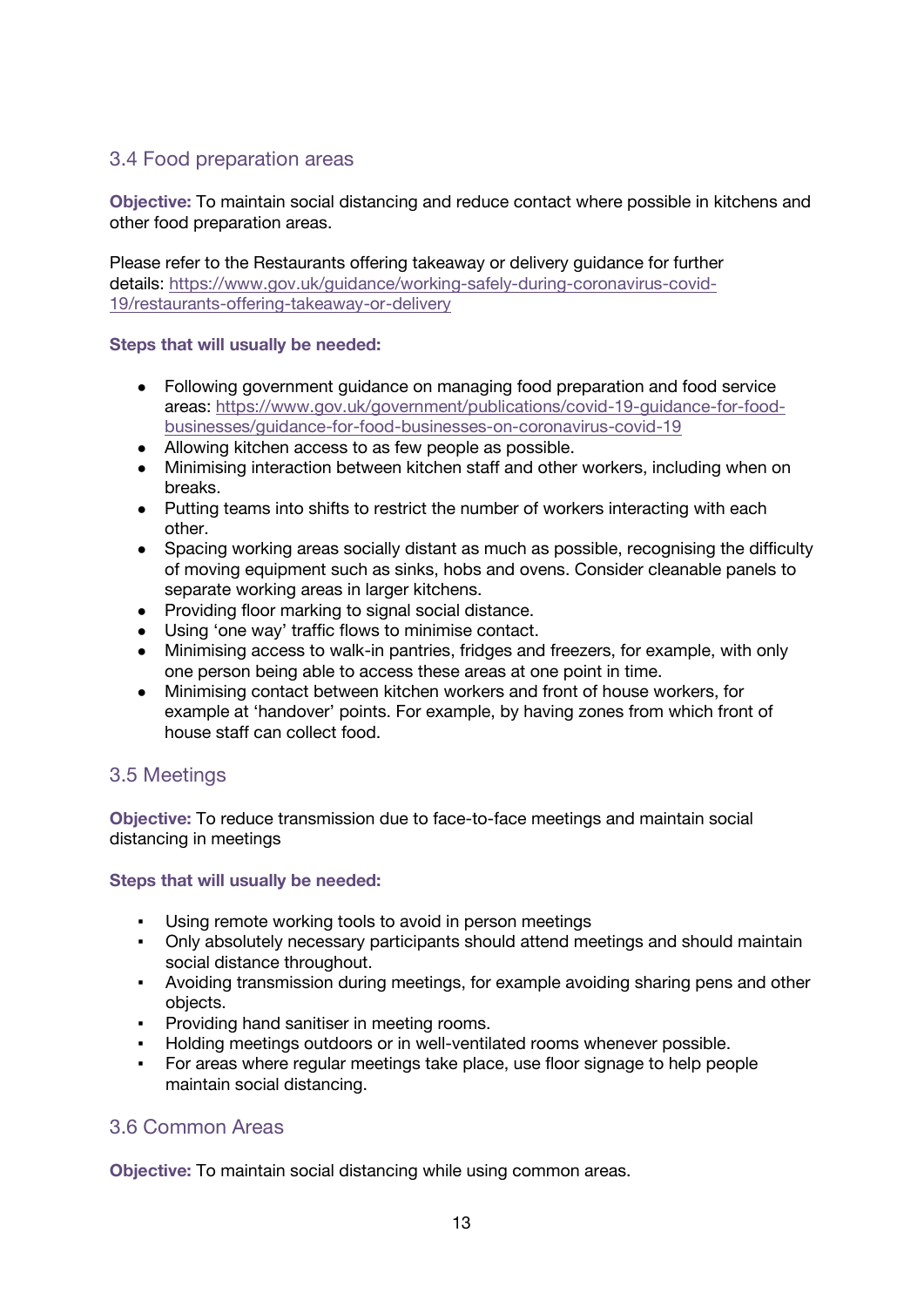## 3.4 Food preparation areas

**Objective:** To maintain social distancing and reduce contact where possible in kitchens and other food preparation areas.

Please refer to the Restaurants offering takeaway or delivery guidance for further details: [https://www.gov.uk/guidance/working-safely-during-coronavirus-covid-19/restaurants-offering-takeaway-or-delivery](https://www.gov.uk/guidance/working-safely-during-coronavirus-covid-19/restaurants-offering-takeaway-or-delivery)

**Steps that will usually be needed:**

- Following government guidance on managing food preparation and food service areas: [https://www.gov.uk/government/publications/covid-19-guidance-for-food-businesses/guidance-for-food-businesses-on-coronavirus-covid-19](https://www.gov.uk/government/publications/covid-19-guidance-for-food-businesses/guidance-for-food-businesses-on-coronavirus-covid-19)
- Allowing kitchen access to as few people as possible.
- Minimising interaction between kitchen staff and other workers, including when on breaks.
- Putting teams into shifts to restrict the number of workers interacting with each other.
- Spacing working areas socially distant as much as possible, recognising the difficulty of moving equipment such as sinks, hobs and ovens. Consider cleanable panels to separate working areas in larger kitchens.
- Providing floor marking to signal social distance.
- Using 'one way' traffic flows to minimise contact.
- Minimising access to walk-in pantries, fridges and freezers, for example, with only one person being able to access these areas at one point in time.
- Minimising contact between kitchen workers and front of house workers, for example at 'handover' points. For example, by having zones from which front of house staff can collect food.

## 3.5 Meetings

**Objective:** To reduce transmission due to face-to-face meetings and maintain social distancing in meetings

**Steps that will usually be needed:**

- Using remote working tools to avoid in person meetings
- Only absolutely necessary participants should attend meetings and should maintain social distance throughout.
- Avoiding transmission during meetings, for example avoiding sharing pens and other objects.
- Providing hand sanitiser in meeting rooms.
- Holding meetings outdoors or in well-ventilated rooms whenever possible.
- For areas where regular meetings take place, use floor signage to help people maintain social distancing.

## 3.6 Common Areas

**Objective:** To maintain social distancing while using common areas.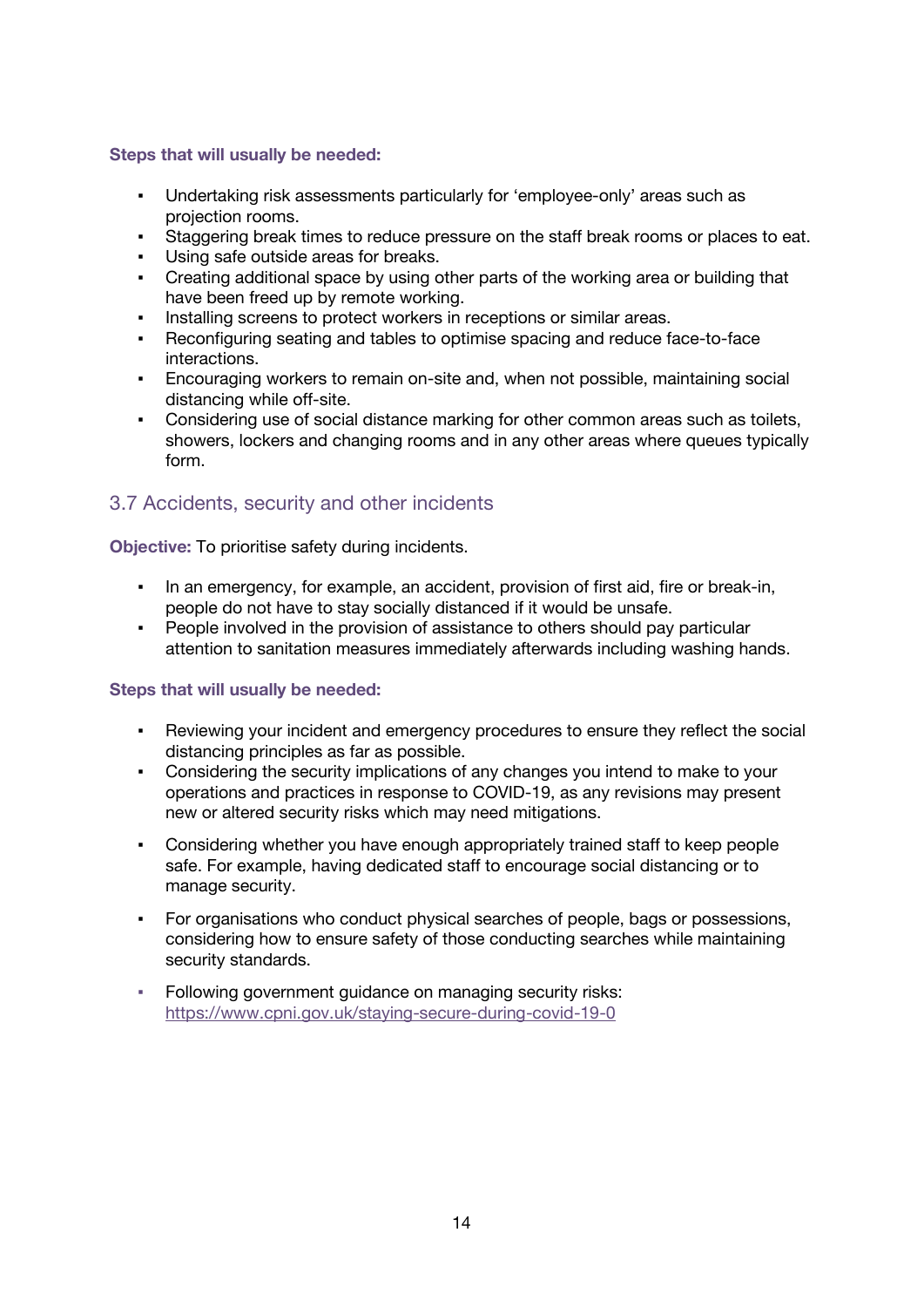**Steps that will usually be needed:**

- Undertaking risk assessments particularly for 'employee-only' areas such as projection rooms.
- Staggering break times to reduce pressure on the staff break rooms or places to eat.
- Using safe outside areas for breaks.
- Creating additional space by using other parts of the working area or building that have been freed up by remote working.
- Installing screens to protect workers in receptions or similar areas.
- Reconfiguring seating and tables to optimise spacing and reduce face-to-face interactions.
- Encouraging workers to remain on-site and, when not possible, maintaining social distancing while off-site.
- Considering use of social distance marking for other common areas such as toilets, showers, lockers and changing rooms and in any other areas where queues typically form.

## 3.7 Accidents, security and other incidents

**Objective:** To prioritise safety during incidents.

- In an emergency, for example, an accident, provision of first aid, fire or break-in, people do not have to stay socially distanced if it would be unsafe.
- People involved in the provision of assistance to others should pay particular attention to sanitation measures immediately afterwards including washing hands.

**Steps that will usually be needed:**

- Reviewing your incident and emergency procedures to ensure they reflect the social distancing principles as far as possible.
- Considering the security implications of any changes you intend to make to your operations and practices in response to COVID-19, as any revisions may present new or altered security risks which may need mitigations.
- Considering whether you have enough appropriately trained staff to keep people safe. For example, having dedicated staff to encourage social distancing or to manage security.
- For organisations who conduct physical searches of people, bags or possessions, considering how to ensure safety of those conducting searches while maintaining security standards.
- Following government guidance on managing security risks: https://www.cpni.gov.uk/staying-secure-during-covid-19-0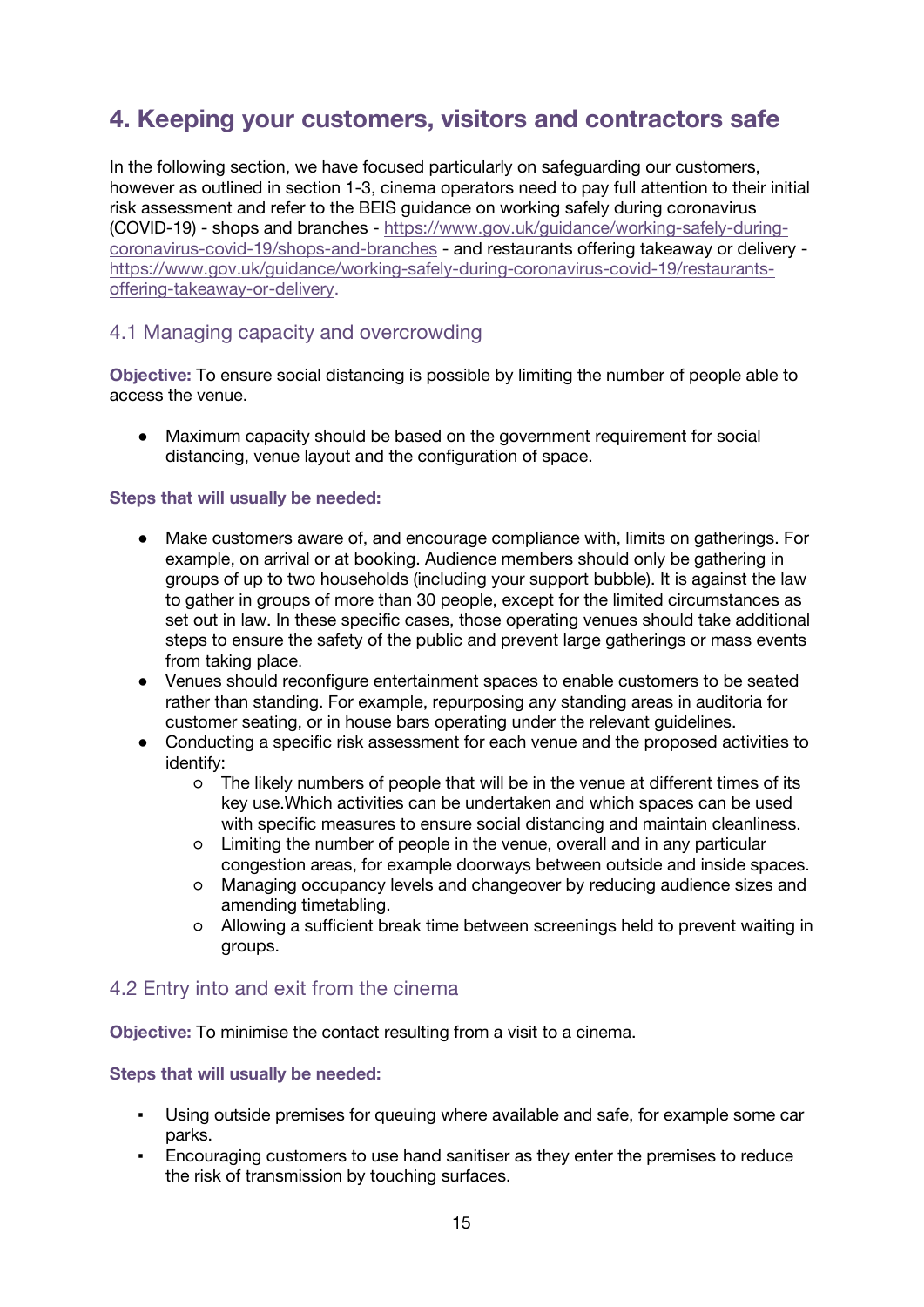## 4. Keeping your customers, visitors and contractors safe

In the following section, we have focused particularly on safeguarding our customers, however as outlined in section 1-3, cinema operators need to pay full attention to their initial risk assessment and refer to the BEIS guidance on working safely during coronavirus (COVID-19) - shops and branches - https://www.gov.uk/guidance/working-safely-during-coronavirus-covid-19/shops-and-branches - and restaurants offering takeaway or delivery - https://www.gov.uk/guidance/working-safely-during-coronavirus-covid-19/restaurants-offering-takeaway-or-delivery.

### 4.1 Managing capacity and overcrowding

**Objective:** To ensure social distancing is possible by limiting the number of people able to access the venue.

- Maximum capacity should be based on the government requirement for social distancing, venue layout and the configuration of space.

**Steps that will usually be needed:**

- Make customers aware of, and encourage compliance with, limits on gatherings. For example, on arrival or at booking. Audience members should only be gathering in groups of up to two households (including your support bubble). It is against the law to gather in groups of more than 30 people, except for the limited circumstances as set out in law. In these specific cases, those operating venues should take additional steps to ensure the safety of the public and prevent large gatherings or mass events from taking place.
- Venues should reconfigure entertainment spaces to enable customers to be seated rather than standing. For example, repurposing any standing areas in auditoria for customer seating, or in house bars operating under the relevant guidelines.
- Conducting a specific risk assessment for each venue and the proposed activities to identify:
  - The likely numbers of people that will be in the venue at different times of its key use.Which activities can be undertaken and which spaces can be used with specific measures to ensure social distancing and maintain cleanliness.
  - Limiting the number of people in the venue, overall and in any particular congestion areas, for example doorways between outside and inside spaces.
  - Managing occupancy levels and changeover by reducing audience sizes and amending timetabling.
  - Allowing a sufficient break time between screenings held to prevent waiting in groups.

### 4.2 Entry into and exit from the cinema

**Objective:** To minimise the contact resulting from a visit to a cinema.

**Steps that will usually be needed:**

- Using outside premises for queuing where available and safe, for example some car parks.
- Encouraging customers to use hand sanitiser as they enter the premises to reduce the risk of transmission by touching surfaces.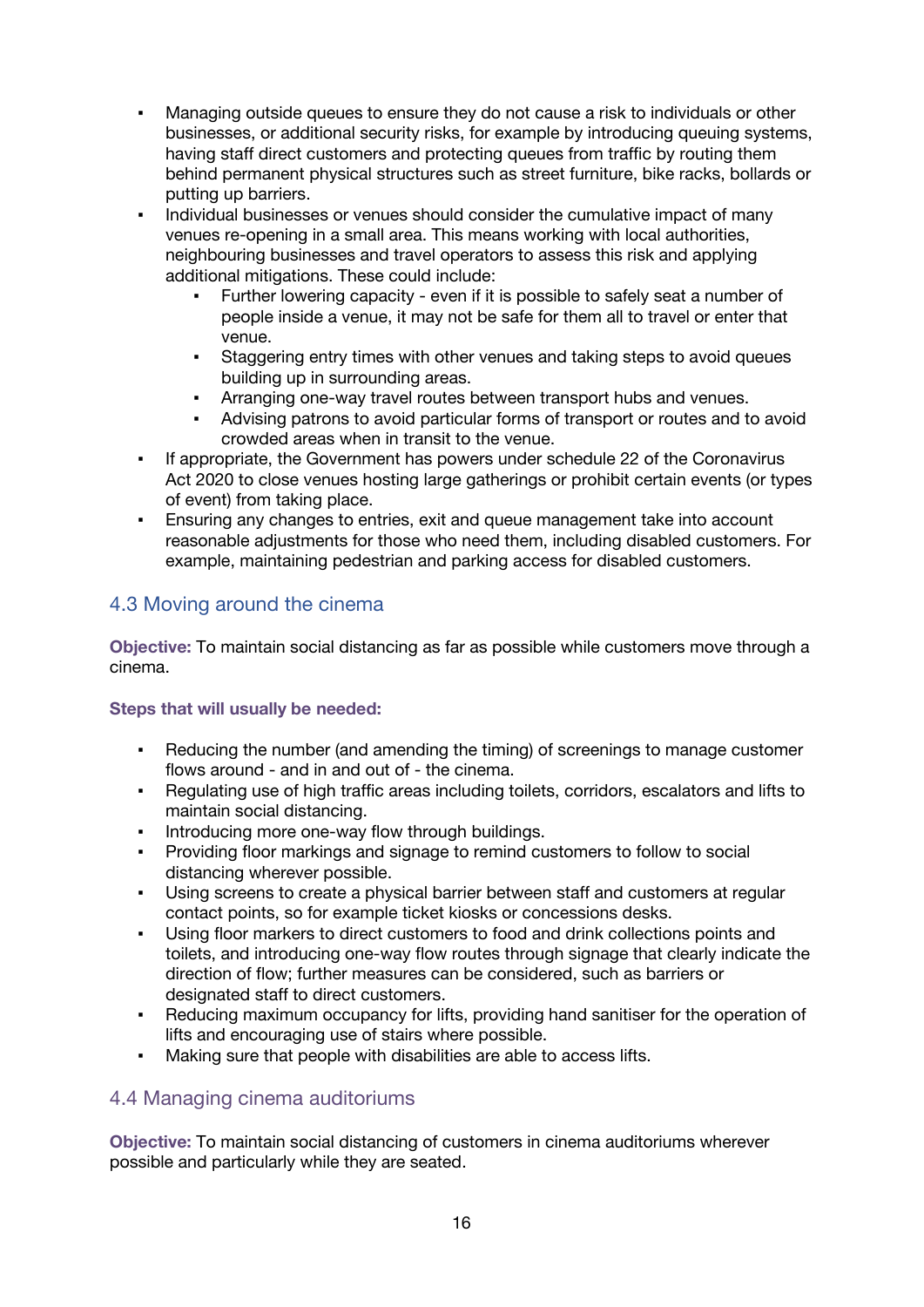- Managing outside queues to ensure they do not cause a risk to individuals or other businesses, or additional security risks, for example by introducing queuing systems, having staff direct customers and protecting queues from traffic by routing them behind permanent physical structures such as street furniture, bike racks, bollards or putting up barriers.
- Individual businesses or venues should consider the cumulative impact of many venues re-opening in a small area. This means working with local authorities, neighbouring businesses and travel operators to assess this risk and applying additional mitigations. These could include:
  - Further lowering capacity - even if it is possible to safely seat a number of people inside a venue, it may not be safe for them all to travel or enter that venue.
  - Staggering entry times with other venues and taking steps to avoid queues building up in surrounding areas.
  - Arranging one-way travel routes between transport hubs and venues.
  - Advising patrons to avoid particular forms of transport or routes and to avoid crowded areas when in transit to the venue.
- If appropriate, the Government has powers under schedule 22 of the Coronavirus Act 2020 to close venues hosting large gatherings or prohibit certain events (or types of event) from taking place.
- Ensuring any changes to entries, exit and queue management take into account reasonable adjustments for those who need them, including disabled customers. For example, maintaining pedestrian and parking access for disabled customers.

## 4.3 Moving around the cinema

**Objective:** To maintain social distancing as far as possible while customers move through a cinema.

**Steps that will usually be needed:**

- Reducing the number (and amending the timing) of screenings to manage customer flows around - and in and out of - the cinema.
- Regulating use of high traffic areas including toilets, corridors, escalators and lifts to maintain social distancing.
- Introducing more one-way flow through buildings.
- Providing floor markings and signage to remind customers to follow to social distancing wherever possible.
- Using screens to create a physical barrier between staff and customers at regular contact points, so for example ticket kiosks or concessions desks.
- Using floor markers to direct customers to food and drink collections points and toilets, and introducing one-way flow routes through signage that clearly indicate the direction of flow; further measures can be considered, such as barriers or designated staff to direct customers.
- Reducing maximum occupancy for lifts, providing hand sanitiser for the operation of lifts and encouraging use of stairs where possible.
- Making sure that people with disabilities are able to access lifts.

## 4.4 Managing cinema auditoriums

**Objective:** To maintain social distancing of customers in cinema auditoriums wherever possible and particularly while they are seated.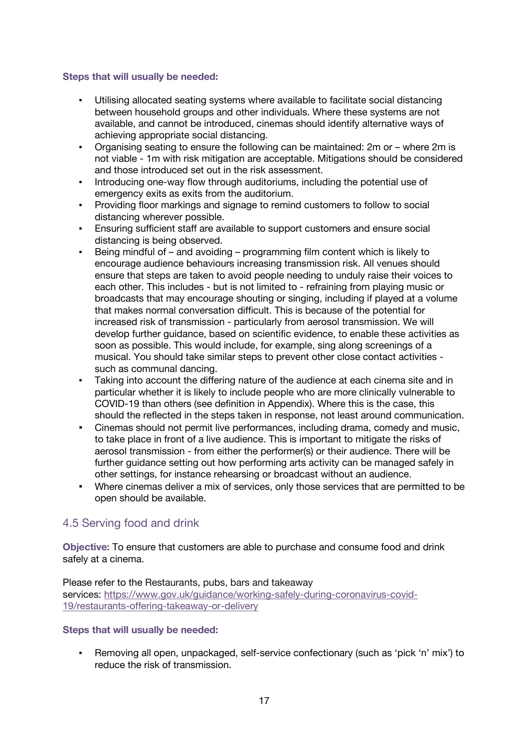**Steps that will usually be needed:**

- Utilising allocated seating systems where available to facilitate social distancing between household groups and other individuals. Where these systems are not available, and cannot be introduced, cinemas should identify alternative ways of achieving appropriate social distancing.
- Organising seating to ensure the following can be maintained: 2m or – where 2m is not viable - 1m with risk mitigation are acceptable. Mitigations should be considered and those introduced set out in the risk assessment.
- Introducing one-way flow through auditoriums, including the potential use of emergency exits as exits from the auditorium.
- Providing floor markings and signage to remind customers to follow to social distancing wherever possible.
- Ensuring sufficient staff are available to support customers and ensure social distancing is being observed.
- Being mindful of – and avoiding – programming film content which is likely to encourage audience behaviours increasing transmission risk. All venues should ensure that steps are taken to avoid people needing to unduly raise their voices to each other. This includes - but is not limited to - refraining from playing music or broadcasts that may encourage shouting or singing, including if played at a volume that makes normal conversation difficult. This is because of the potential for increased risk of transmission - particularly from aerosol transmission. We will develop further guidance, based on scientific evidence, to enable these activities as soon as possible. This would include, for example, sing along screenings of a musical. You should take similar steps to prevent other close contact activities - such as communal dancing.
- Taking into account the differing nature of the audience at each cinema site and in particular whether it is likely to include people who are more clinically vulnerable to COVID-19 than others (see definition in Appendix). Where this is the case, this should the reflected in the steps taken in response, not least around communication.
- Cinemas should not permit live performances, including drama, comedy and music, to take place in front of a live audience. This is important to mitigate the risks of aerosol transmission - from either the performer(s) or their audience. There will be further guidance setting out how performing arts activity can be managed safely in other settings, for instance rehearsing or broadcast without an audience.
- Where cinemas deliver a mix of services, only those services that are permitted to be open should be available.

## 4.5 Serving food and drink

**Objective:** To ensure that customers are able to purchase and consume food and drink safely at a cinema.

Please refer to the Restaurants, pubs, bars and takeaway services: [https://www.gov.uk/guidance/working-safely-during-coronavirus-covid-19/restaurants-offering-takeaway-or-delivery](https://www.gov.uk/guidance/working-safely-during-coronavirus-covid-19/restaurants-offering-takeaway-or-delivery)

**Steps that will usually be needed:**

- Removing all open, unpackaged, self-service confectionary (such as 'pick 'n' mix') to reduce the risk of transmission.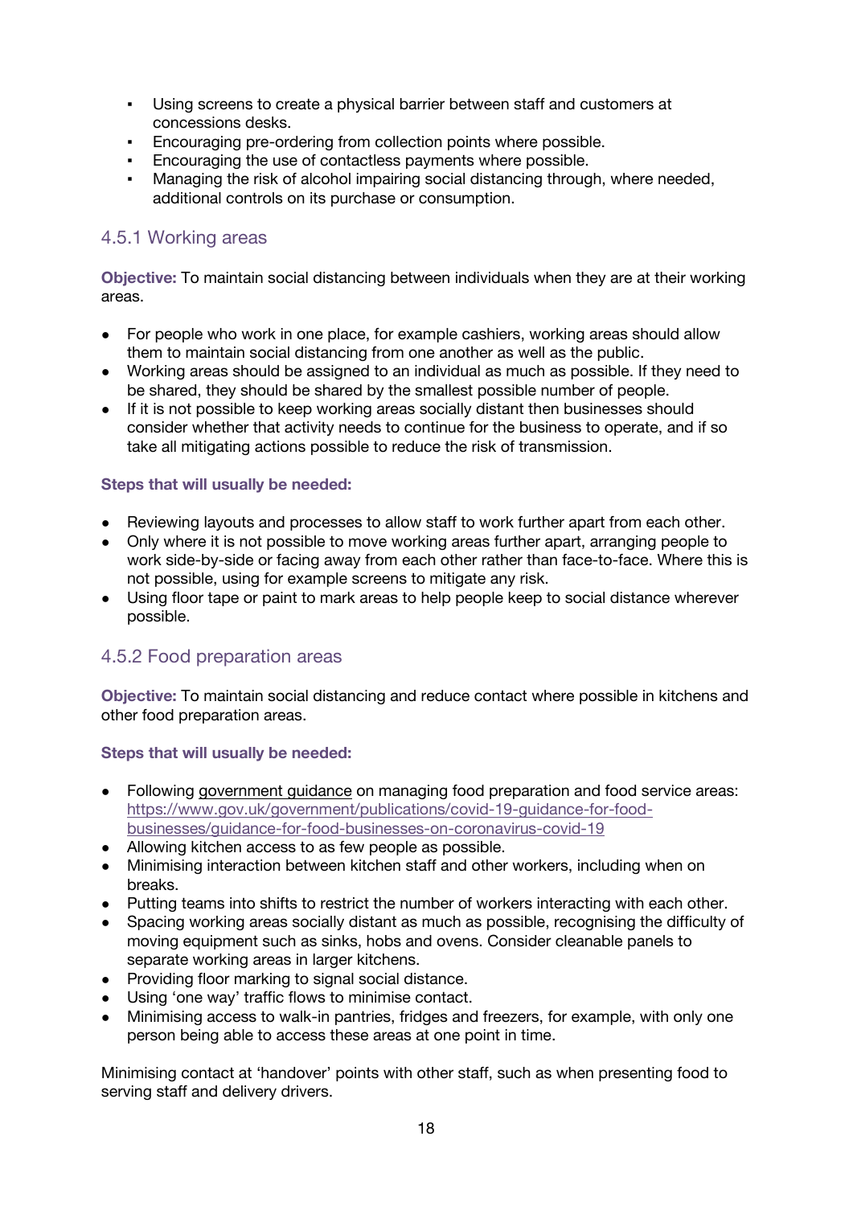- Using screens to create a physical barrier between staff and customers at concessions desks.
- Encouraging pre-ordering from collection points where possible.
- Encouraging the use of contactless payments where possible.
- Managing the risk of alcohol impairing social distancing through, where needed, additional controls on its purchase or consumption.

### 4.5.1 Working areas

**Objective:** To maintain social distancing between individuals when they are at their working areas.

- For people who work in one place, for example cashiers, working areas should allow them to maintain social distancing from one another as well as the public.
- Working areas should be assigned to an individual as much as possible. If they need to be shared, they should be shared by the smallest possible number of people.
- If it is not possible to keep working areas socially distant then businesses should consider whether that activity needs to continue for the business to operate, and if so take all mitigating actions possible to reduce the risk of transmission.

**Steps that will usually be needed:**

- Reviewing layouts and processes to allow staff to work further apart from each other.
- Only where it is not possible to move working areas further apart, arranging people to work side-by-side or facing away from each other rather than face-to-face. Where this is not possible, using for example screens to mitigate any risk.
- Using floor tape or paint to mark areas to help people keep to social distance wherever possible.

### 4.5.2 Food preparation areas

**Objective:** To maintain social distancing and reduce contact where possible in kitchens and other food preparation areas.

**Steps that will usually be needed:**

- Following government guidance on managing food preparation and food service areas: https://www.gov.uk/government/publications/covid-19-guidance-for-food-businesses/guidance-for-food-businesses-on-coronavirus-covid-19
- Allowing kitchen access to as few people as possible.
- Minimising interaction between kitchen staff and other workers, including when on breaks.
- Putting teams into shifts to restrict the number of workers interacting with each other.
- Spacing working areas socially distant as much as possible, recognising the difficulty of moving equipment such as sinks, hobs and ovens. Consider cleanable panels to separate working areas in larger kitchens.
- Providing floor marking to signal social distance.
- Using 'one way' traffic flows to minimise contact.
- Minimising access to walk-in pantries, fridges and freezers, for example, with only one person being able to access these areas at one point in time.

Minimising contact at 'handover' points with other staff, such as when presenting food to serving staff and delivery drivers.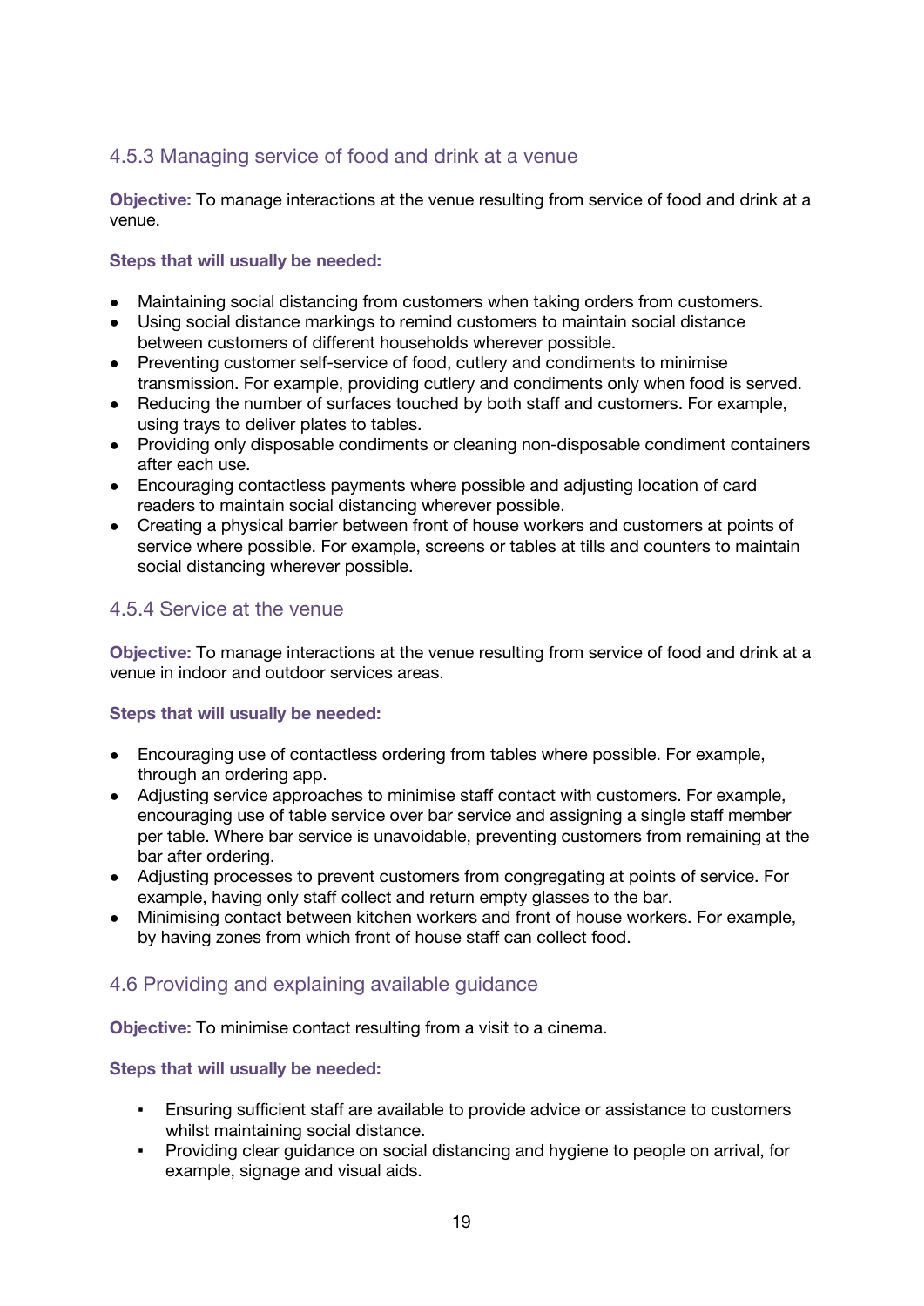### 4.5.3 Managing service of food and drink at a venue

**Objective:** To manage interactions at the venue resulting from service of food and drink at a venue.

**Steps that will usually be needed:**

- Maintaining social distancing from customers when taking orders from customers.
- Using social distance markings to remind customers to maintain social distance between customers of different households wherever possible.
- Preventing customer self-service of food, cutlery and condiments to minimise transmission. For example, providing cutlery and condiments only when food is served.
- Reducing the number of surfaces touched by both staff and customers. For example, using trays to deliver plates to tables.
- Providing only disposable condiments or cleaning non-disposable condiment containers after each use.
- Encouraging contactless payments where possible and adjusting location of card readers to maintain social distancing wherever possible.
- Creating a physical barrier between front of house workers and customers at points of service where possible. For example, screens or tables at tills and counters to maintain social distancing wherever possible.

### 4.5.4 Service at the venue

**Objective:** To manage interactions at the venue resulting from service of food and drink at a venue in indoor and outdoor services areas.

**Steps that will usually be needed:**

- Encouraging use of contactless ordering from tables where possible. For example, through an ordering app.
- Adjusting service approaches to minimise staff contact with customers. For example, encouraging use of table service over bar service and assigning a single staff member per table. Where bar service is unavoidable, preventing customers from remaining at the bar after ordering.
- Adjusting processes to prevent customers from congregating at points of service. For example, having only staff collect and return empty glasses to the bar.
- Minimising contact between kitchen workers and front of house workers. For example, by having zones from which front of house staff can collect food.

## 4.6 Providing and explaining available guidance

**Objective:** To minimise contact resulting from a visit to a cinema.

**Steps that will usually be needed:**

- Ensuring sufficient staff are available to provide advice or assistance to customers whilst maintaining social distance.
- Providing clear guidance on social distancing and hygiene to people on arrival, for example, signage and visual aids.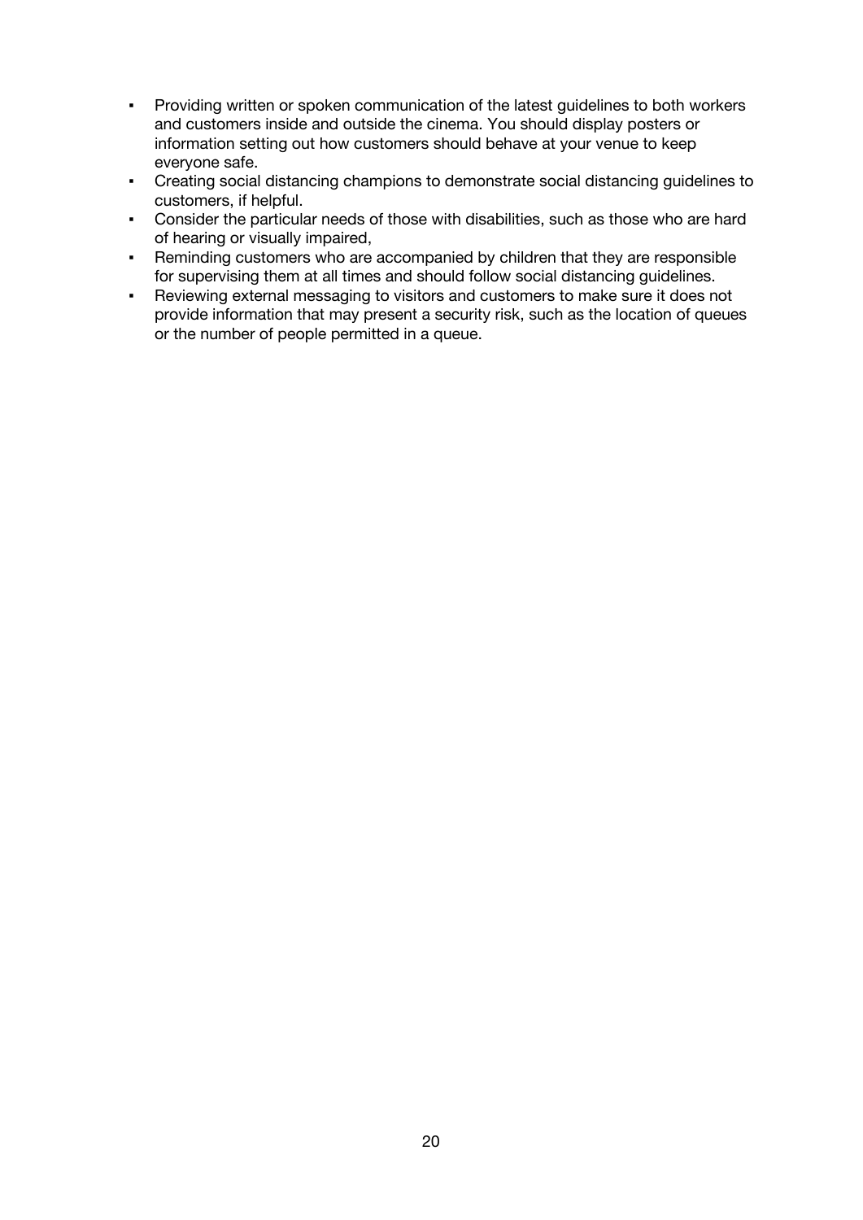- Providing written or spoken communication of the latest guidelines to both workers and customers inside and outside the cinema. You should display posters or information setting out how customers should behave at your venue to keep everyone safe.
- Creating social distancing champions to demonstrate social distancing guidelines to customers, if helpful.
- Consider the particular needs of those with disabilities, such as those who are hard of hearing or visually impaired,
- Reminding customers who are accompanied by children that they are responsible for supervising them at all times and should follow social distancing guidelines.
- Reviewing external messaging to visitors and customers to make sure it does not provide information that may present a security risk, such as the location of queues or the number of people permitted in a queue.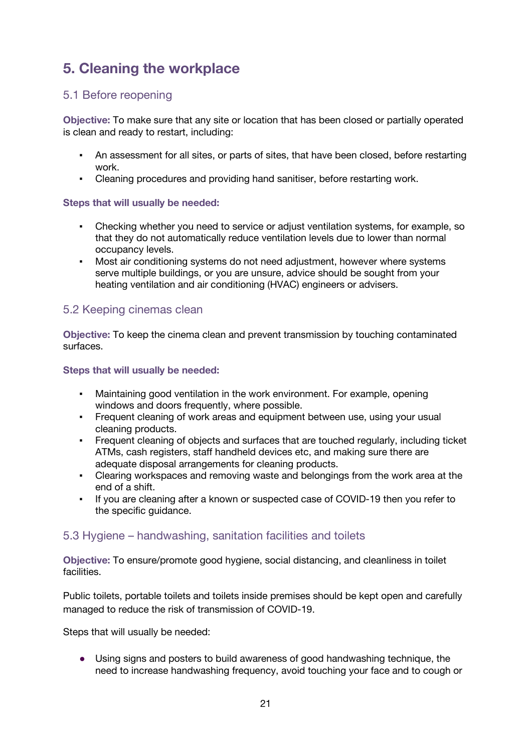## 5. Cleaning the workplace

### 5.1 Before reopening

**Objective:** To make sure that any site or location that has been closed or partially operated is clean and ready to restart, including:

- An assessment for all sites, or parts of sites, that have been closed, before restarting work.
- Cleaning procedures and providing hand sanitiser, before restarting work.

**Steps that will usually be needed:**

- Checking whether you need to service or adjust ventilation systems, for example, so that they do not automatically reduce ventilation levels due to lower than normal occupancy levels.
- Most air conditioning systems do not need adjustment, however where systems serve multiple buildings, or you are unsure, advice should be sought from your heating ventilation and air conditioning (HVAC) engineers or advisers.

### 5.2 Keeping cinemas clean

**Objective:** To keep the cinema clean and prevent transmission by touching contaminated surfaces.

**Steps that will usually be needed:**

- Maintaining good ventilation in the work environment. For example, opening windows and doors frequently, where possible.
- Frequent cleaning of work areas and equipment between use, using your usual cleaning products.
- Frequent cleaning of objects and surfaces that are touched regularly, including ticket ATMs, cash registers, staff handheld devices etc, and making sure there are adequate disposal arrangements for cleaning products.
- Clearing workspaces and removing waste and belongings from the work area at the end of a shift.
- If you are cleaning after a known or suspected case of COVID-19 then you refer to the specific guidance.

### 5.3 Hygiene – handwashing, sanitation facilities and toilets

**Objective:** To ensure/promote good hygiene, social distancing, and cleanliness in toilet facilities.

Public toilets, portable toilets and toilets inside premises should be kept open and carefully managed to reduce the risk of transmission of COVID-19.

Steps that will usually be needed:

- Using signs and posters to build awareness of good handwashing technique, the need to increase handwashing frequency, avoid touching your face and to cough or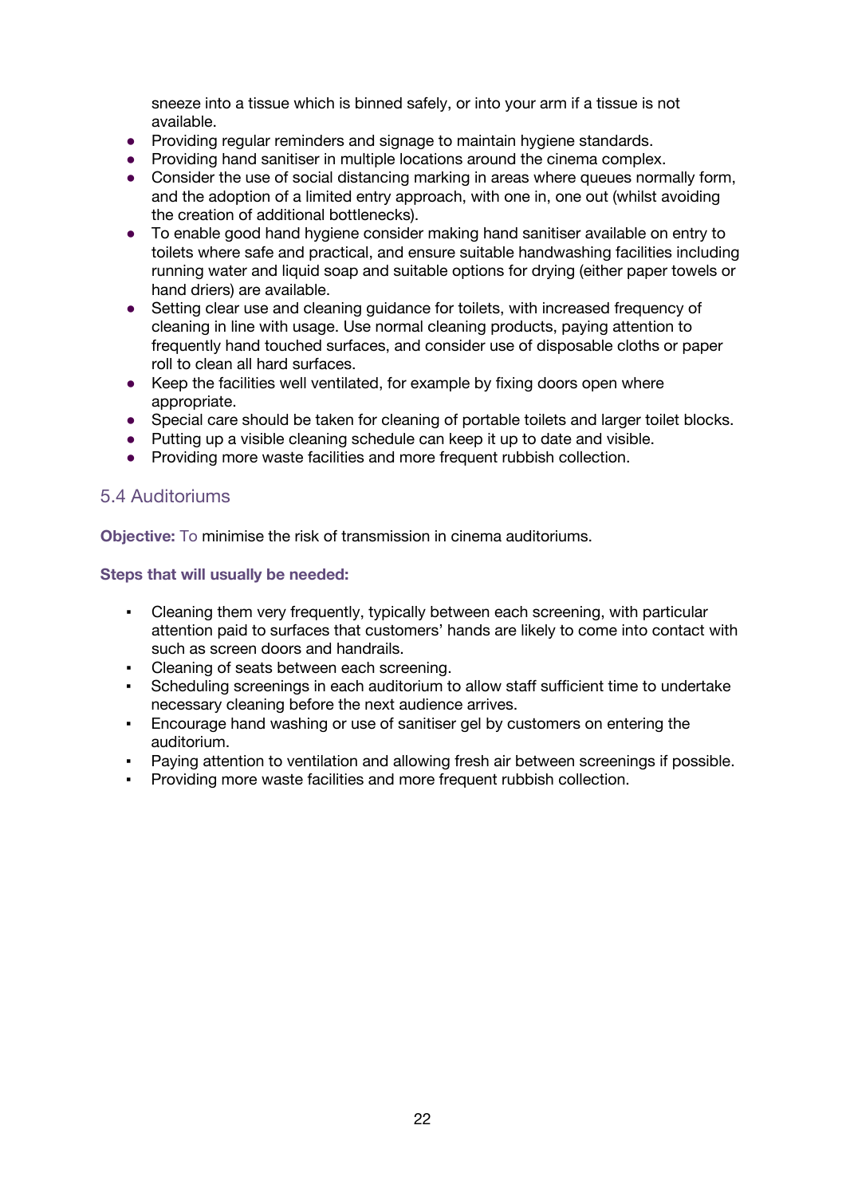sneeze into a tissue which is binned safely, or into your arm if a tissue is not available.

- Providing regular reminders and signage to maintain hygiene standards.
- Providing hand sanitiser in multiple locations around the cinema complex.
- Consider the use of social distancing marking in areas where queues normally form, and the adoption of a limited entry approach, with one in, one out (whilst avoiding the creation of additional bottlenecks).
- To enable good hand hygiene consider making hand sanitiser available on entry to toilets where safe and practical, and ensure suitable handwashing facilities including running water and liquid soap and suitable options for drying (either paper towels or hand driers) are available.
- Setting clear use and cleaning guidance for toilets, with increased frequency of cleaning in line with usage. Use normal cleaning products, paying attention to frequently hand touched surfaces, and consider use of disposable cloths or paper roll to clean all hard surfaces.
- Keep the facilities well ventilated, for example by fixing doors open where appropriate.
- Special care should be taken for cleaning of portable toilets and larger toilet blocks.
- Putting up a visible cleaning schedule can keep it up to date and visible.
- Providing more waste facilities and more frequent rubbish collection.

## 5.4 Auditoriums

**Objective:** To minimise the risk of transmission in cinema auditoriums.

**Steps that will usually be needed:**

- Cleaning them very frequently, typically between each screening, with particular attention paid to surfaces that customers' hands are likely to come into contact with such as screen doors and handrails.
- Cleaning of seats between each screening.
- Scheduling screenings in each auditorium to allow staff sufficient time to undertake necessary cleaning before the next audience arrives.
- Encourage hand washing or use of sanitiser gel by customers on entering the auditorium.
- Paying attention to ventilation and allowing fresh air between screenings if possible.
- Providing more waste facilities and more frequent rubbish collection.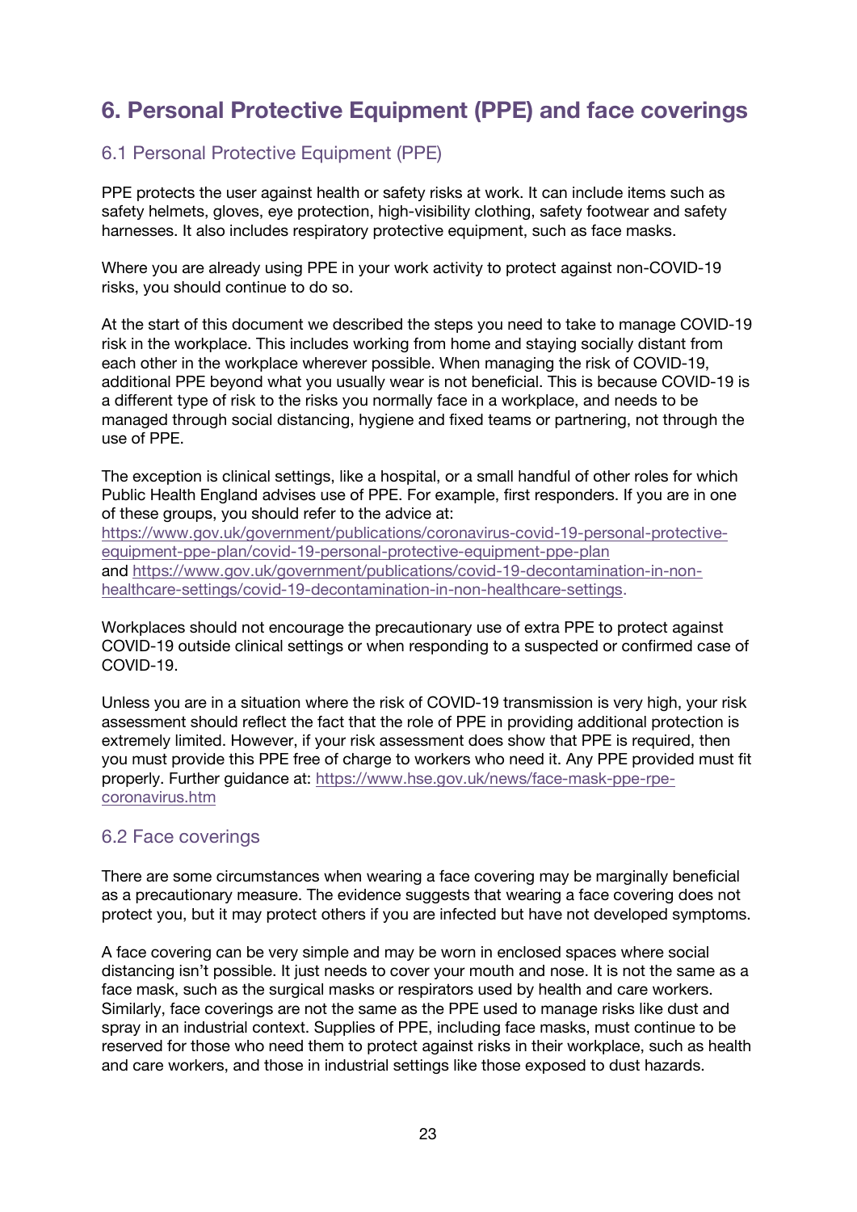# 6. Personal Protective Equipment (PPE) and face coverings

## 6.1 Personal Protective Equipment (PPE)

PPE protects the user against health or safety risks at work. It can include items such as safety helmets, gloves, eye protection, high-visibility clothing, safety footwear and safety harnesses. It also includes respiratory protective equipment, such as face masks.

Where you are already using PPE in your work activity to protect against non-COVID-19 risks, you should continue to do so.

At the start of this document we described the steps you need to take to manage COVID-19 risk in the workplace. This includes working from home and staying socially distant from each other in the workplace wherever possible. When managing the risk of COVID-19, additional PPE beyond what you usually wear is not beneficial. This is because COVID-19 is a different type of risk to the risks you normally face in a workplace, and needs to be managed through social distancing, hygiene and fixed teams or partnering, not through the use of PPE.

The exception is clinical settings, like a hospital, or a small handful of other roles for which Public Health England advises use of PPE. For example, first responders. If you are in one of these groups, you should refer to the advice at: https://www.gov.uk/government/publications/coronavirus-covid-19-personal-protective-equipment-ppe-plan/covid-19-personal-protective-equipment-ppe-plan and https://www.gov.uk/government/publications/covid-19-decontamination-in-non-healthcare-settings/covid-19-decontamination-in-non-healthcare-settings.

Workplaces should not encourage the precautionary use of extra PPE to protect against COVID-19 outside clinical settings or when responding to a suspected or confirmed case of COVID-19.

Unless you are in a situation where the risk of COVID-19 transmission is very high, your risk assessment should reflect the fact that the role of PPE in providing additional protection is extremely limited. However, if your risk assessment does show that PPE is required, then you must provide this PPE free of charge to workers who need it. Any PPE provided must fit properly. Further guidance at: https://www.hse.gov.uk/news/face-mask-ppe-rpe-coronavirus.htm

## 6.2 Face coverings

There are some circumstances when wearing a face covering may be marginally beneficial as a precautionary measure. The evidence suggests that wearing a face covering does not protect you, but it may protect others if you are infected but have not developed symptoms.

A face covering can be very simple and may be worn in enclosed spaces where social distancing isn't possible. It just needs to cover your mouth and nose. It is not the same as a face mask, such as the surgical masks or respirators used by health and care workers. Similarly, face coverings are not the same as the PPE used to manage risks like dust and spray in an industrial context. Supplies of PPE, including face masks, must continue to be reserved for those who need them to protect against risks in their workplace, such as health and care workers, and those in industrial settings like those exposed to dust hazards.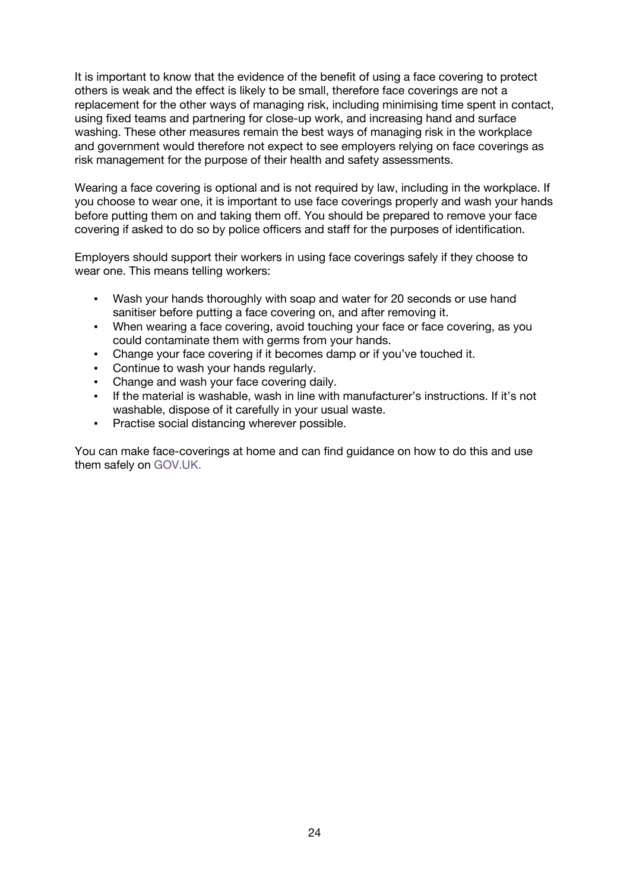It is important to know that the evidence of the benefit of using a face covering to protect others is weak and the effect is likely to be small, therefore face coverings are not a replacement for the other ways of managing risk, including minimising time spent in contact, using fixed teams and partnering for close-up work, and increasing hand and surface washing. These other measures remain the best ways of managing risk in the workplace and government would therefore not expect to see employers relying on face coverings as risk management for the purpose of their health and safety assessments.

Wearing a face covering is optional and is not required by law, including in the workplace. If you choose to wear one, it is important to use face coverings properly and wash your hands before putting them on and taking them off. You should be prepared to remove your face covering if asked to do so by police officers and staff for the purposes of identification.

Employers should support their workers in using face coverings safely if they choose to wear one. This means telling workers:

- Wash your hands thoroughly with soap and water for 20 seconds or use hand sanitiser before putting a face covering on, and after removing it.
- When wearing a face covering, avoid touching your face or face covering, as you could contaminate them with germs from your hands.
- Change your face covering if it becomes damp or if you've touched it.
- Continue to wash your hands regularly.
- Change and wash your face covering daily.
- If the material is washable, wash in line with manufacturer's instructions. If it's not washable, dispose of it carefully in your usual waste.
- Practise social distancing wherever possible.

You can make face-coverings at home and can find guidance on how to do this and use them safely on GOV.UK.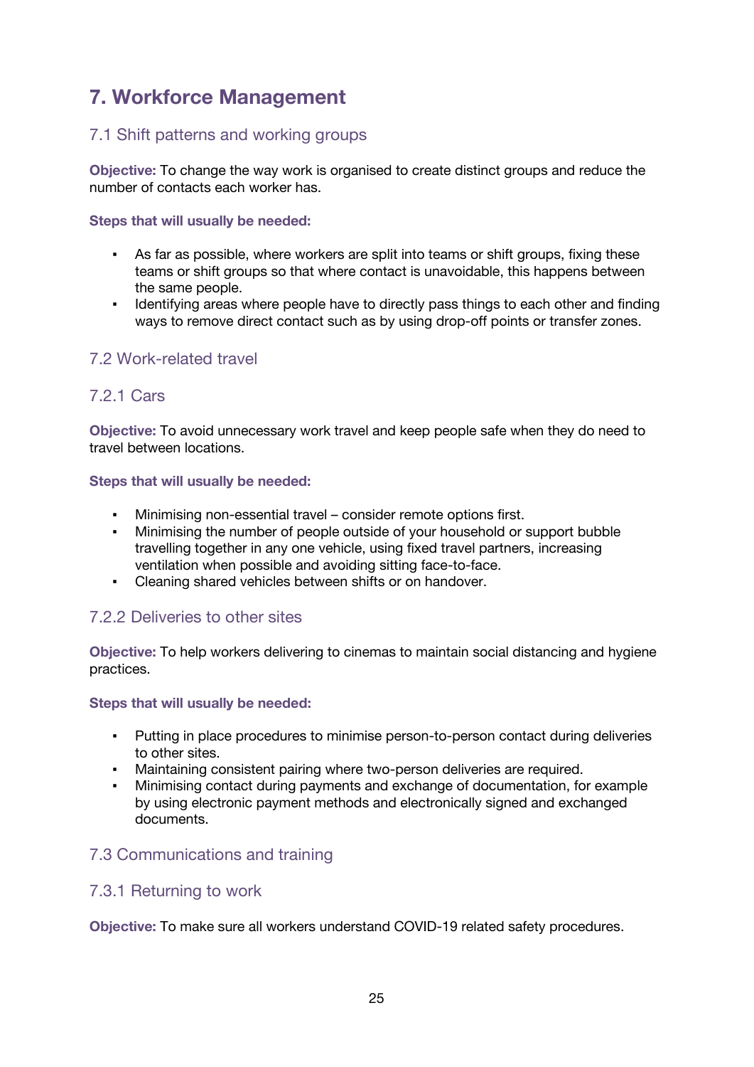# 7. Workforce Management

## 7.1 Shift patterns and working groups

**Objective:** To change the way work is organised to create distinct groups and reduce the number of contacts each worker has.

**Steps that will usually be needed:**

- As far as possible, where workers are split into teams or shift groups, fixing these teams or shift groups so that where contact is unavoidable, this happens between the same people.
- Identifying areas where people have to directly pass things to each other and finding ways to remove direct contact such as by using drop-off points or transfer zones.

## 7.2 Work-related travel

### 7.2.1 Cars

**Objective:** To avoid unnecessary work travel and keep people safe when they do need to travel between locations.

**Steps that will usually be needed:**

- Minimising non-essential travel – consider remote options first.
- Minimising the number of people outside of your household or support bubble travelling together in any one vehicle, using fixed travel partners, increasing ventilation when possible and avoiding sitting face-to-face.
- Cleaning shared vehicles between shifts or on handover.

### 7.2.2 Deliveries to other sites

**Objective:** To help workers delivering to cinemas to maintain social distancing and hygiene practices.

**Steps that will usually be needed:**

- Putting in place procedures to minimise person-to-person contact during deliveries to other sites.
- Maintaining consistent pairing where two-person deliveries are required.
- Minimising contact during payments and exchange of documentation, for example by using electronic payment methods and electronically signed and exchanged documents.

## 7.3 Communications and training

### 7.3.1 Returning to work

**Objective:** To make sure all workers understand COVID-19 related safety procedures.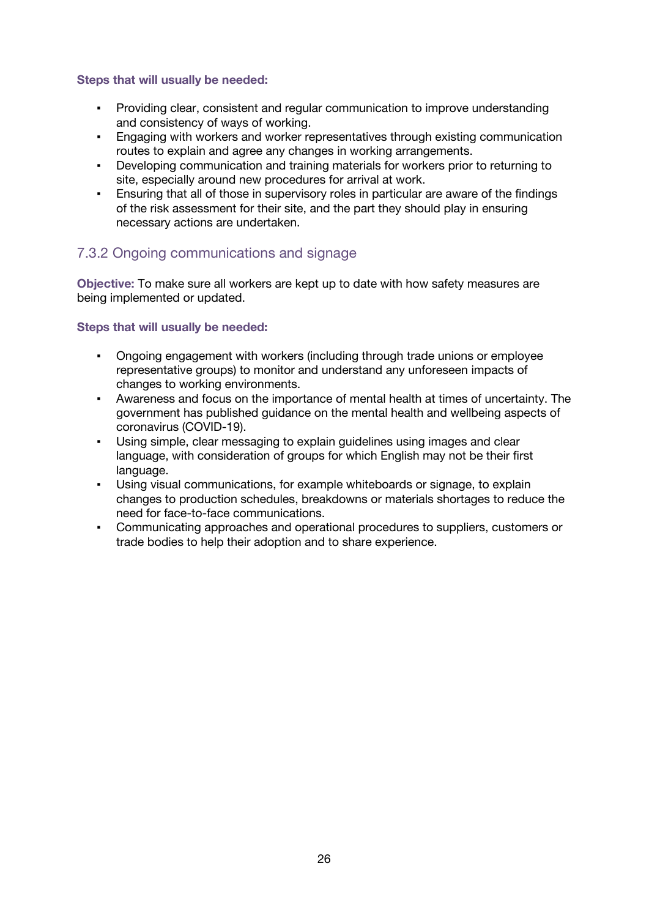**Steps that will usually be needed:**

- Providing clear, consistent and regular communication to improve understanding and consistency of ways of working.
- Engaging with workers and worker representatives through existing communication routes to explain and agree any changes in working arrangements.
- Developing communication and training materials for workers prior to returning to site, especially around new procedures for arrival at work.
- Ensuring that all of those in supervisory roles in particular are aware of the findings of the risk assessment for their site, and the part they should play in ensuring necessary actions are undertaken.

### 7.3.2 Ongoing communications and signage

**Objective:** To make sure all workers are kept up to date with how safety measures are being implemented or updated.

**Steps that will usually be needed:**

- Ongoing engagement with workers (including through trade unions or employee representative groups) to monitor and understand any unforeseen impacts of changes to working environments.
- Awareness and focus on the importance of mental health at times of uncertainty. The government has published guidance on the mental health and wellbeing aspects of coronavirus (COVID-19).
- Using simple, clear messaging to explain guidelines using images and clear language, with consideration of groups for which English may not be their first language.
- Using visual communications, for example whiteboards or signage, to explain changes to production schedules, breakdowns or materials shortages to reduce the need for face-to-face communications.
- Communicating approaches and operational procedures to suppliers, customers or trade bodies to help their adoption and to share experience.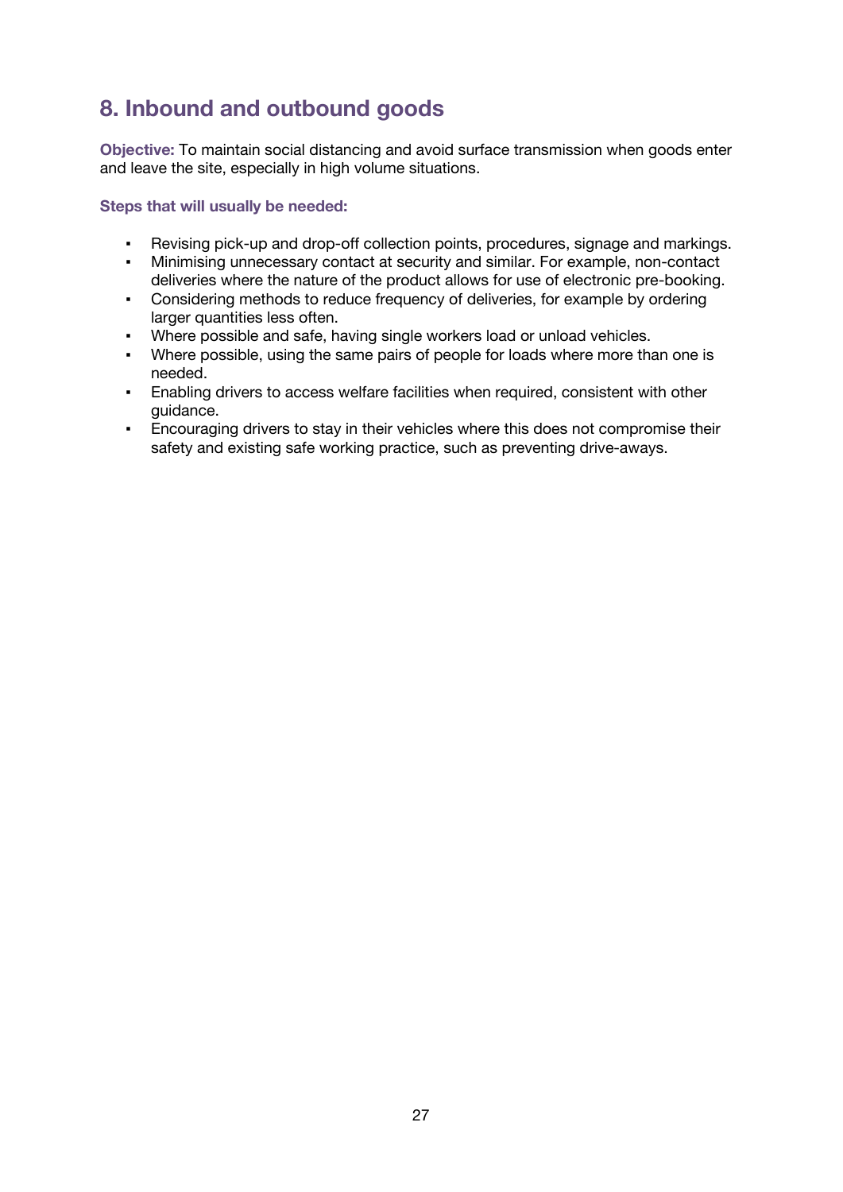## 8. Inbound and outbound goods

**Objective:** To maintain social distancing and avoid surface transmission when goods enter and leave the site, especially in high volume situations.

**Steps that will usually be needed:**

- Revising pick-up and drop-off collection points, procedures, signage and markings.
- Minimising unnecessary contact at security and similar. For example, non-contact deliveries where the nature of the product allows for use of electronic pre-booking.
- Considering methods to reduce frequency of deliveries, for example by ordering larger quantities less often.
- Where possible and safe, having single workers load or unload vehicles.
- Where possible, using the same pairs of people for loads where more than one is needed.
- Enabling drivers to access welfare facilities when required, consistent with other guidance.
- Encouraging drivers to stay in their vehicles where this does not compromise their safety and existing safe working practice, such as preventing drive-aways.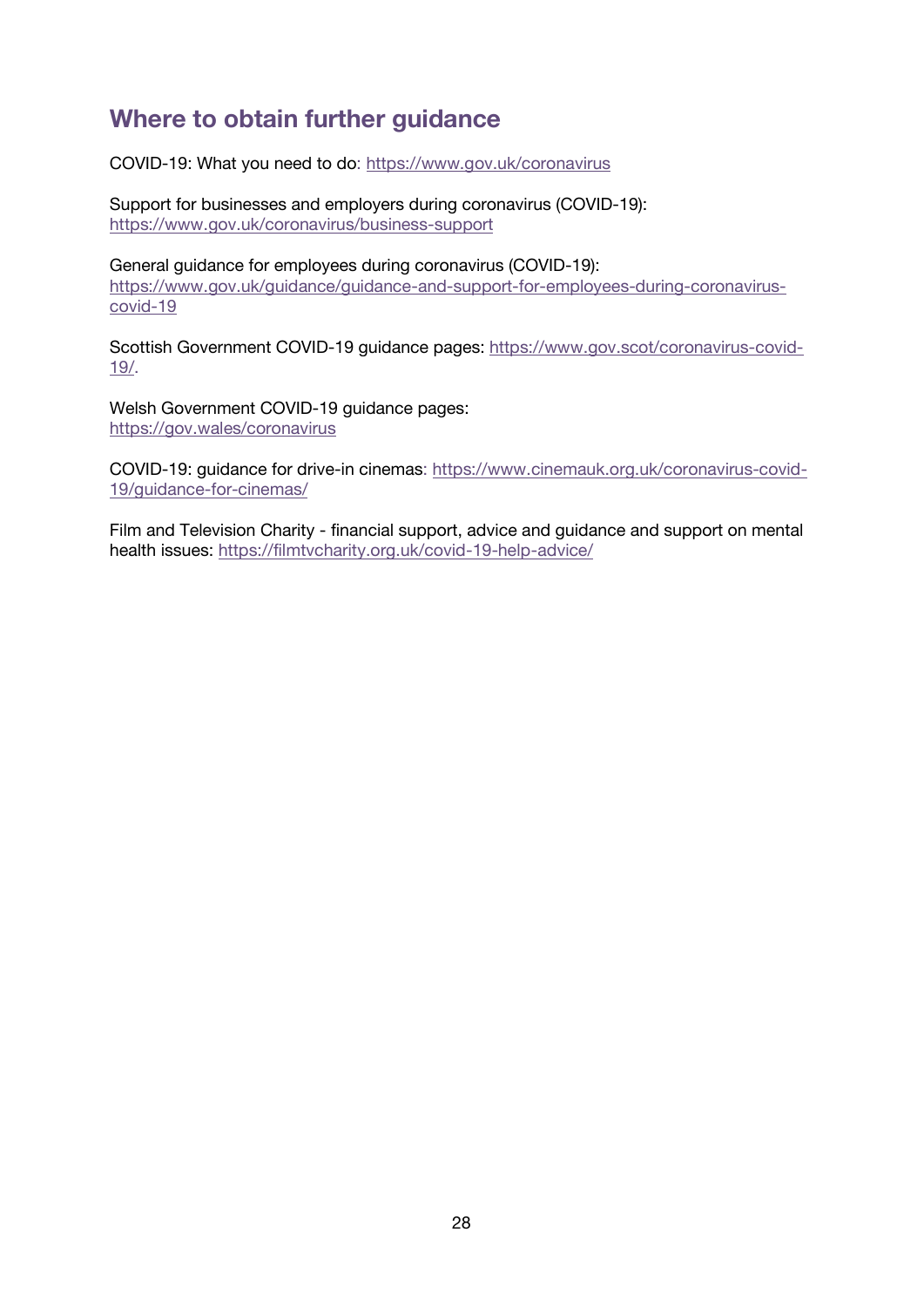## Where to obtain further guidance

COVID-19: What you need to do: https://www.gov.uk/coronavirus

Support for businesses and employers during coronavirus (COVID-19): https://www.gov.uk/coronavirus/business-support

General guidance for employees during coronavirus (COVID-19): https://www.gov.uk/guidance/guidance-and-support-for-employees-during-coronavirus-covid-19

Scottish Government COVID-19 guidance pages: https://www.gov.scot/coronavirus-covid-19/.

Welsh Government COVID-19 guidance pages: https://gov.wales/coronavirus

COVID-19: guidance for drive-in cinemas: https://www.cinemauk.org.uk/coronavirus-covid-19/guidance-for-cinemas/

Film and Television Charity - financial support, advice and guidance and support on mental health issues: https://filmtvcharity.org.uk/covid-19-help-advice/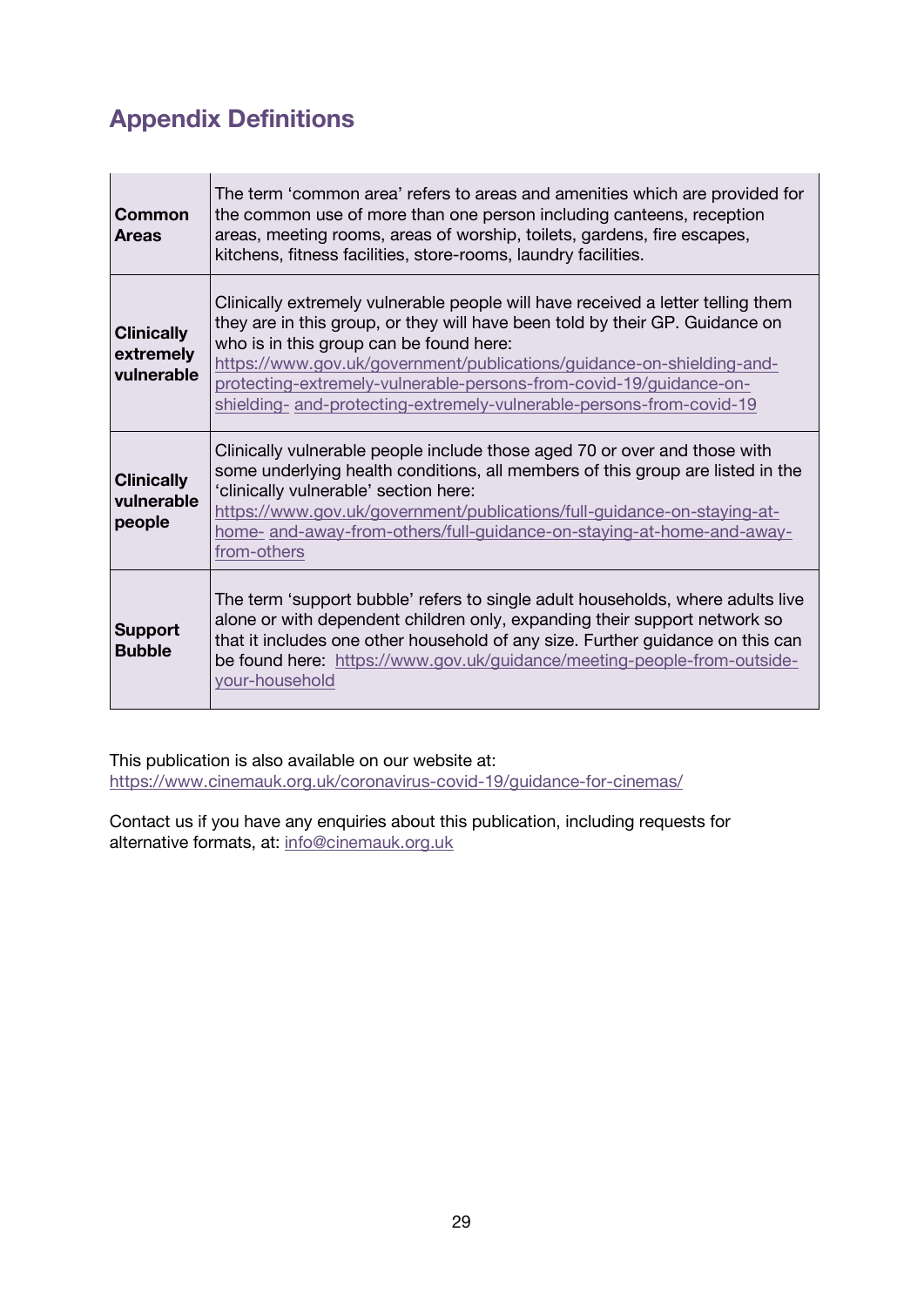## Appendix Definitions

| | |
|---|---|
| **Common Areas** | The term 'common area' refers to areas and amenities which are provided for the common use of more than one person including canteens, reception areas, meeting rooms, areas of worship, toilets, gardens, fire escapes, kitchens, fitness facilities, store-rooms, laundry facilities. |
| **Clinically extremely vulnerable** | Clinically extremely vulnerable people will have received a letter telling them they are in this group, or they will have been told by their GP. Guidance on who is in this group can be found here: https://www.gov.uk/government/publications/guidance-on-shielding-and-protecting-extremely-vulnerable-persons-from-covid-19/guidance-on-shielding- and-protecting-extremely-vulnerable-persons-from-covid-19 |
| **Clinically vulnerable people** | Clinically vulnerable people include those aged 70 or over and those with some underlying health conditions, all members of this group are listed in the 'clinically vulnerable' section here: https://www.gov.uk/government/publications/full-guidance-on-staying-at-home- and-away-from-others/full-guidance-on-staying-at-home-and-away-from-others |
| **Support Bubble** | The term 'support bubble' refers to single adult households, where adults live alone or with dependent children only, expanding their support network so that it includes one other household of any size. Further guidance on this can be found here: https://www.gov.uk/guidance/meeting-people-from-outside-your-household |

This publication is also available on our website at:
https://www.cinemauk.org.uk/coronavirus-covid-19/guidance-for-cinemas/

Contact us if you have any enquiries about this publication, including requests for alternative formats, at: info@cinemauk.org.uk